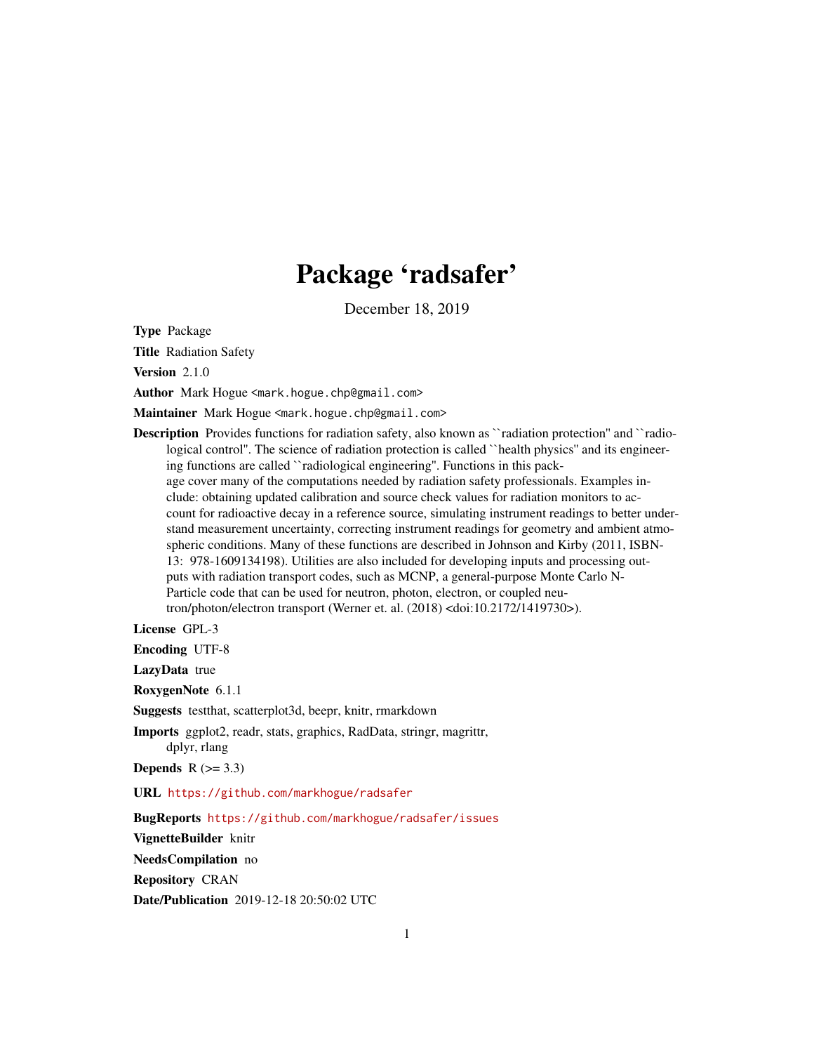# Package 'radsafer'

December 18, 2019

**Type** Package

**Title** Radiation Safety

**Version** 2.1.0

**Author** Mark Hogue <mark.hogue.chp@gmail.com>

**Maintainer** Mark Hogue <mark.hogue.chp@gmail.com>

**Description** Provides functions for radiation safety, also known as ``radiation protection'' and ``radiological control''. The science of radiation protection is called ``health physics'' and its engineering functions are called ``radiological engineering''. Functions in this package cover many of the computations needed by radiation safety professionals. Examples include: obtaining updated calibration and source check values for radiation monitors to account for radioactive decay in a reference source, simulating instrument readings to better understand measurement uncertainty, correcting instrument readings for geometry and ambient atmospheric conditions. Many of these functions are described in Johnson and Kirby (2011, ISBN-13: 978-1609134198). Utilities are also included for developing inputs and processing outputs with radiation transport codes, such as MCNP, a general-purpose Monte Carlo N-Particle code that can be used for neutron, photon, electron, or coupled neutron/photon/electron transport (Werner et. al. (2018) <doi:10.2172/1419730>).

**License** GPL-3

**Encoding** UTF-8

**LazyData** true

**RoxygenNote** 6.1.1

**Suggests** testthat, scatterplot3d, beepr, knitr, rmarkdown

**Imports** ggplot2, readr, stats, graphics, RadData, stringr, magrittr, dplyr, rlang

**Depends** R (>= 3.3)

**URL** https://github.com/markhogue/radsafer

**BugReports** https://github.com/markhogue/radsafer/issues

**VignetteBuilder** knitr

**NeedsCompilation** no

**Repository** CRAN

**Date/Publication** 2019-12-18 20:50:02 UTC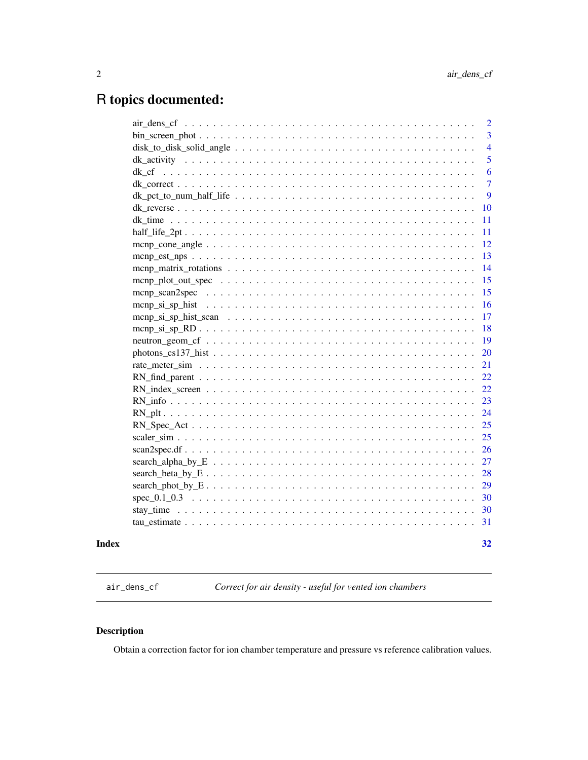# R topics documented:

| | |
|---|---|
| air_dens_cf | 2 |
| bin_screen_phot | 3 |
| disk_to_disk_solid_angle | 4 |
| dk_activity | 5 |
| dk_cf | 6 |
| dk_correct | 7 |
| dk_pct_to_num_half_life | 9 |
| dk_reverse | 10 |
| dk_time | 11 |
| half_life_2pt | 11 |
| mcnp_cone_angle | 12 |
| mcnp_est_nps | 13 |
| mcnp_matrix_rotations | 14 |
| mcnp_plot_out_spec | 15 |
| mcnp_scan2spec | 15 |
| mcnp_si_sp_hist | 16 |
| mcnp_si_sp_hist_scan | 17 |
| mcnp_si_sp_RD | 18 |
| neutron_geom_cf | 19 |
| photons_cs137_hist | 20 |
| rate_meter_sim | 21 |
| RN_find_parent | 22 |
| RN_index_screen | 22 |
| RN_info | 23 |
| RN_plt | 24 |
| RN_Spec_Act | 25 |
| scaler_sim | 25 |
| scan2spec.df | 26 |
| search_alpha_by_E | 27 |
| search_beta_by_E | 28 |
| search_phot_by_E | 29 |
| spec_0.1_0.3 | 30 |
| stay_time | 30 |
| tau_estimate | 31 |

**Index** 32

---

air_dens_cf *Correct for air density - useful for vented ion chambers*

---

## Description

Obtain a correction factor for ion chamber temperature and pressure vs reference calibration values.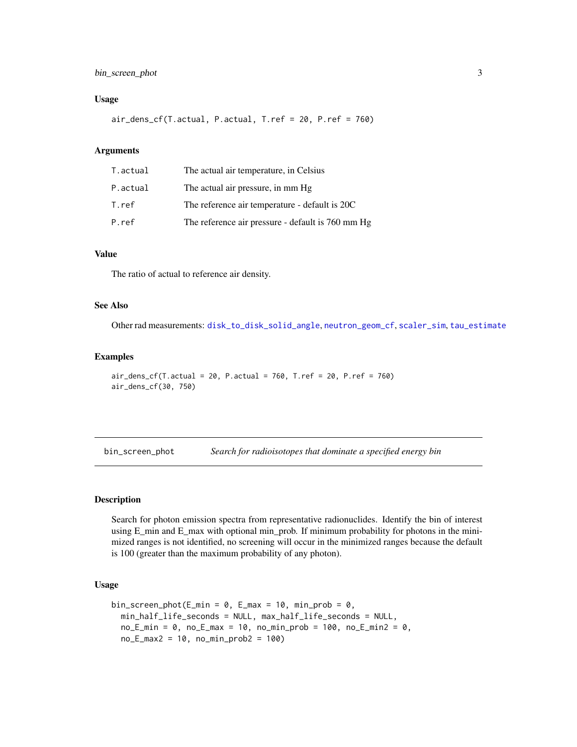### Usage

```
air_dens_cf(T.actual, P.actual, T.ref = 20, P.ref = 760)
```

### Arguments

| | |
|---|---|
| T.actual | The actual air temperature, in Celsius |
| P.actual | The actual air pressure, in mm Hg |
| T.ref | The reference air temperature - default is 20C |
| P.ref | The reference air pressure - default is 760 mm Hg |

### Value

The ratio of actual to reference air density.

### See Also

Other rad measurements: disk_to_disk_solid_angle, neutron_geom_cf, scaler_sim, tau_estimate

### Examples

```
air_dens_cf(T.actual = 20, P.actual = 760, T.ref = 20, P.ref = 760)
air_dens_cf(30, 750)
```

---

## bin_screen_phot *Search for radioisotopes that dominate a specified energy bin*

### Description

Search for photon emission spectra from representative radionuclides. Identify the bin of interest using E_min and E_max with optional min_prob. If minimum probability for photons in the minimized ranges is not identified, no screening will occur in the minimized ranges because the default is 100 (greater than the maximum probability of any photon).

### Usage

```
bin_screen_phot(E_min = 0, E_max = 10, min_prob = 0,
  min_half_life_seconds = NULL, max_half_life_seconds = NULL,
  no_E_min = 0, no_E_max = 10, no_min_prob = 100, no_E_min2 = 0,
  no_E_max2 = 10, no_min_prob2 = 100)
```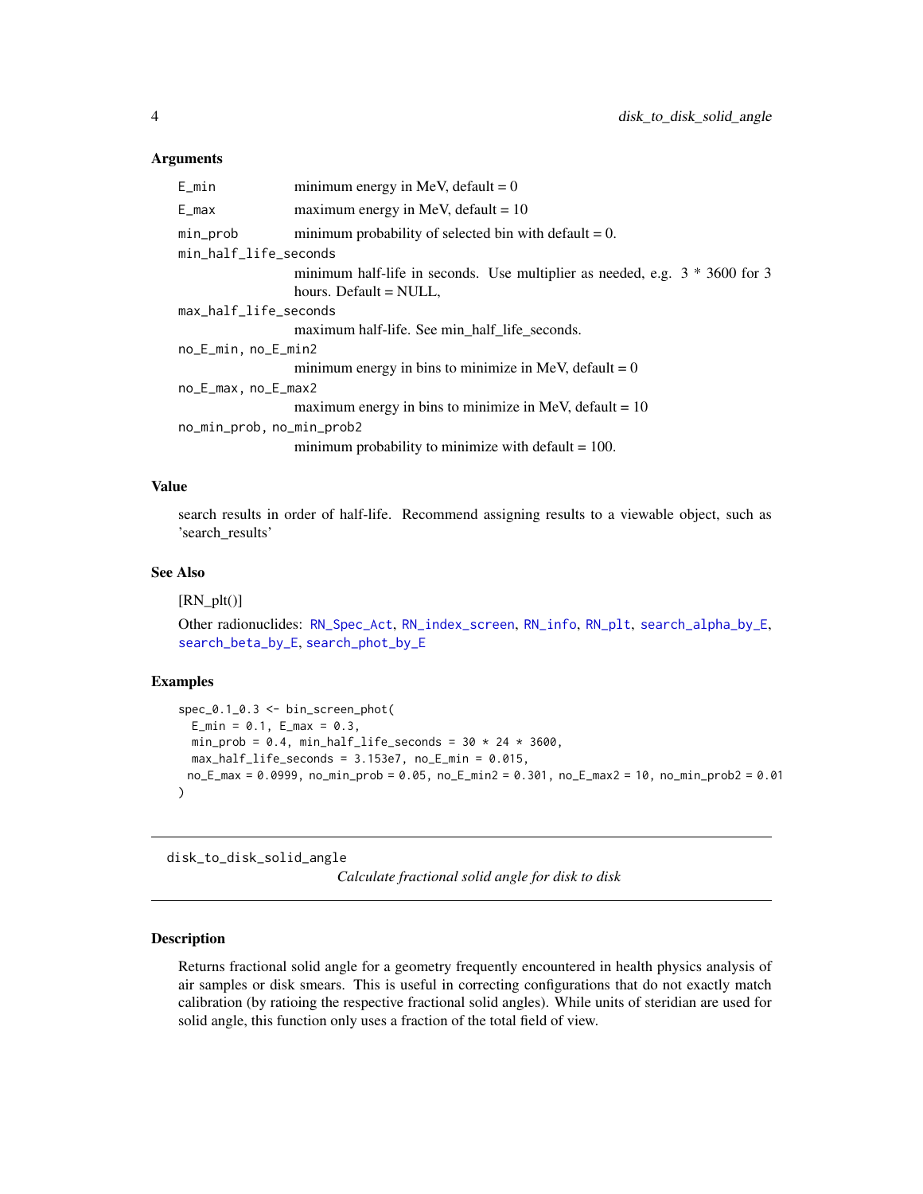### Arguments

| | |
|---|---|
| `E_min` | minimum energy in MeV, default = 0 |
| `E_max` | maximum energy in MeV, default = 10 |
| `min_prob` | minimum probability of selected bin with default = 0. |
| `min_half_life_seconds` | minimum half-life in seconds. Use multiplier as needed, e.g. 3 * 3600 for 3 hours. Default = NULL, |
| `max_half_life_seconds` | maximum half-life. See min_half_life_seconds. |
| `no_E_min, no_E_min2` | minimum energy in bins to minimize in MeV, default = 0 |
| `no_E_max, no_E_max2` | maximum energy in bins to minimize in MeV, default = 10 |
| `no_min_prob, no_min_prob2` | minimum probability to minimize with default = 100. |

### Value

search results in order of half-life. Recommend assigning results to a viewable object, such as 'search_results'

### See Also

[RN_plt()]

Other radionuclides: `RN_Spec_Act`, `RN_index_screen`, `RN_info`, `RN_plt`, `search_alpha_by_E`, `search_beta_by_E`, `search_phot_by_E`

### Examples

```
spec_0.1_0.3 <- bin_screen_phot(
  E_min = 0.1, E_max = 0.3,
  min_prob = 0.4, min_half_life_seconds = 30 * 24 * 3600,
  max_half_life_seconds = 3.153e7, no_E_min = 0.015,
 no_E_max = 0.0999, no_min_prob = 0.05, no_E_min2 = 0.301, no_E_max2 = 10, no_min_prob2 = 0.01
)
```

---

## disk_to_disk_solid_angle

*Calculate fractional solid angle for disk to disk*

---

### Description

Returns fractional solid angle for a geometry frequently encountered in health physics analysis of air samples or disk smears. This is useful in correcting configurations that do not exactly match calibration (by ratioing the respective fractional solid angles). While units of steridian are used for solid angle, this function only uses a fraction of the total field of view.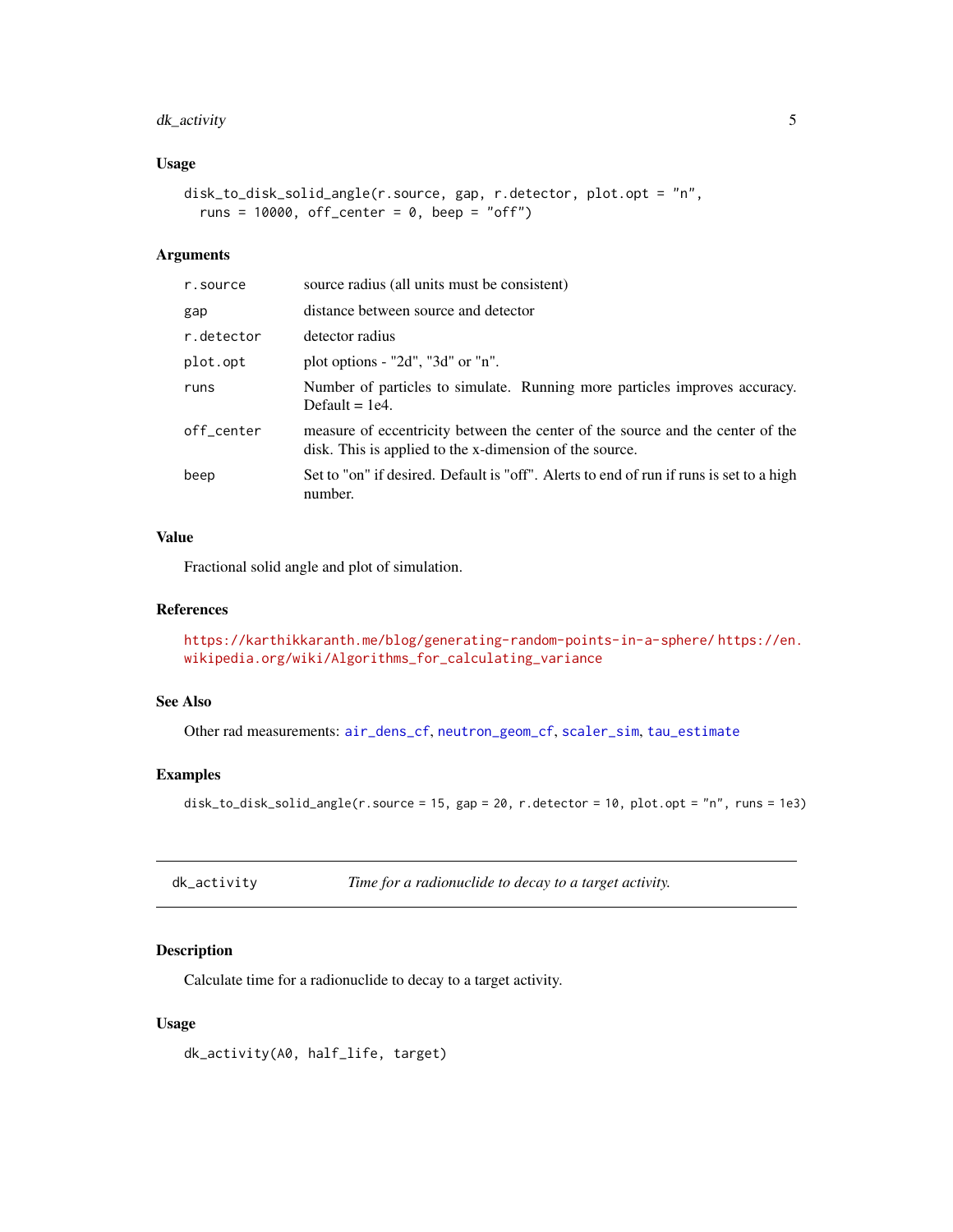### Usage

```
disk_to_disk_solid_angle(r.source, gap, r.detector, plot.opt = "n",
  runs = 10000, off_center = 0, beep = "off")
```

### Arguments

| | |
|---|---|
| r.source | source radius (all units must be consistent) |
| gap | distance between source and detector |
| r.detector | detector radius |
| plot.opt | plot options - "2d", "3d" or "n". |
| runs | Number of particles to simulate. Running more particles improves accuracy. Default = 1e4. |
| off_center | measure of eccentricity between the center of the source and the center of the disk. This is applied to the x-dimension of the source. |
| beep | Set to "on" if desired. Default is "off". Alerts to end of run if runs is set to a high number. |

### Value

Fractional solid angle and plot of simulation.

### References

https://karthikkaranth.me/blog/generating-random-points-in-a-sphere/ https://en.wikipedia.org/wiki/Algorithms_for_calculating_variance

### See Also

Other rad measurements: air_dens_cf, neutron_geom_cf, scaler_sim, tau_estimate

### Examples

```
disk_to_disk_solid_angle(r.source = 15, gap = 20, r.detector = 10, plot.opt = "n", runs = 1e3)
```

---

## dk_activity — *Time for a radionuclide to decay to a target activity.*

---

### Description

Calculate time for a radionuclide to decay to a target activity.

### Usage

```
dk_activity(A0, half_life, target)
```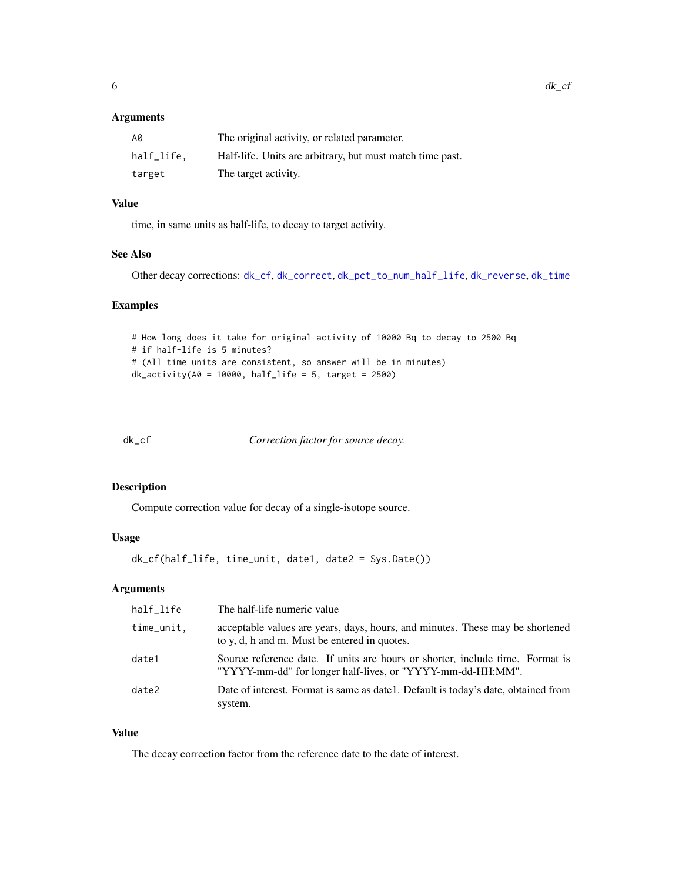### Arguments

| | |
|---|---|
| A0 | The original activity, or related parameter. |
| half_life, | Half-life. Units are arbitrary, but must match time past. |
| target | The target activity. |

### Value

time, in same units as half-life, to decay to target activity.

### See Also

Other decay corrections: dk_cf, dk_correct, dk_pct_to_num_half_life, dk_reverse, dk_time

### Examples

```
# How long does it take for original activity of 10000 Bq to decay to 2500 Bq
# if half-life is 5 minutes?
# (All time units are consistent, so answer will be in minutes)
dk_activity(A0 = 10000, half_life = 5, target = 2500)
```

---

## dk_cf — *Correction factor for source decay.*

### Description

Compute correction value for decay of a single-isotope source.

### Usage

```
dk_cf(half_life, time_unit, date1, date2 = Sys.Date())
```

### Arguments

| | |
|---|---|
| half_life | The half-life numeric value |
| time_unit, | acceptable values are years, days, hours, and minutes. These may be shortened to y, d, h and m. Must be entered in quotes. |
| date1 | Source reference date. If units are hours or shorter, include time. Format is "YYYY-mm-dd" for longer half-lives, or "YYYY-mm-dd-HH:MM". |
| date2 | Date of interest. Format is same as date1. Default is today's date, obtained from system. |

### Value

The decay correction factor from the reference date to the date of interest.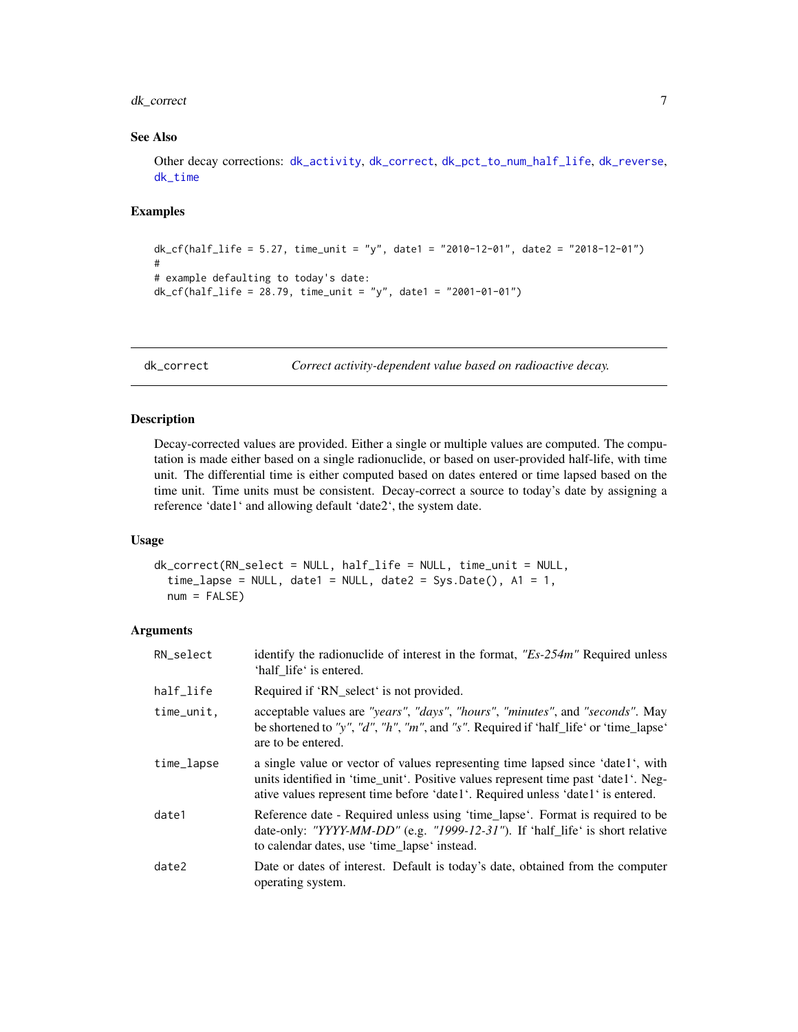### See Also

Other decay corrections: dk_activity, dk_correct, dk_pct_to_num_half_life, dk_reverse, dk_time

### Examples

```
dk_cf(half_life = 5.27, time_unit = "y", date1 = "2010-12-01", date2 = "2018-12-01")
#
# example defaulting to today's date:
dk_cf(half_life = 28.79, time_unit = "y", date1 = "2001-01-01")
```

---

## dk_correct — *Correct activity-dependent value based on radioactive decay.*

### Description

Decay-corrected values are provided. Either a single or multiple values are computed. The computation is made either based on a single radionuclide, or based on user-provided half-life, with time unit. The differential time is either computed based on dates entered or time lapsed based on the time unit. Time units must be consistent. Decay-correct a source to today's date by assigning a reference 'date1' and allowing default 'date2', the system date.

### Usage

```
dk_correct(RN_select = NULL, half_life = NULL, time_unit = NULL,
  time_lapse = NULL, date1 = NULL, date2 = Sys.Date(), A1 = 1,
  num = FALSE)
```

### Arguments

| | |
|---|---|
| RN_select | identify the radionuclide of interest in the format, *"Es-254m"* Required unless 'half_life' is entered. |
| half_life | Required if 'RN_select' is not provided. |
| time_unit, | acceptable values are *"years"*, *"days"*, *"hours"*, *"minutes"*, and *"seconds"*. May be shortened to *"y"*, *"d"*, *"h"*, *"m"*, and *"s"*. Required if 'half_life' or 'time_lapse' are to be entered. |
| time_lapse | a single value or vector of values representing time lapsed since 'date1', with units identified in 'time_unit'. Positive values represent time past 'date1'. Negative values represent time before 'date1'. Required unless 'date1' is entered. |
| date1 | Reference date - Required unless using 'time_lapse'. Format is required to be date-only: *"YYYY-MM-DD"* (e.g. *"1999-12-31"*). If 'half_life' is short relative to calendar dates, use 'time_lapse' instead. |
| date2 | Date or dates of interest. Default is today's date, obtained from the computer operating system. |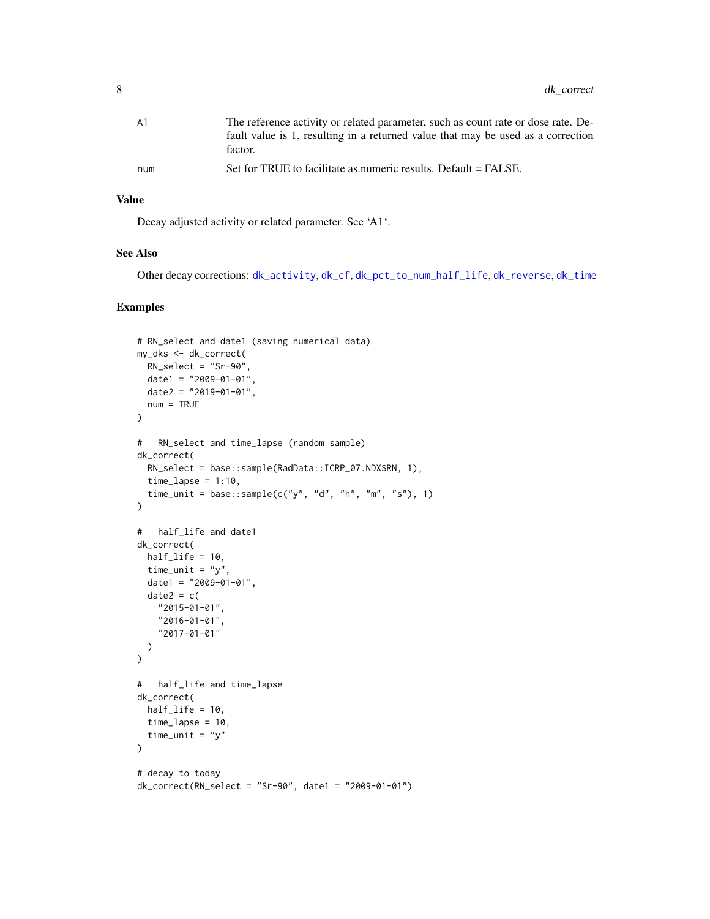| | |
|---|---|
| A1 | The reference activity or related parameter, such as count rate or dose rate. Default value is 1, resulting in a returned value that may be used as a correction factor. |
| num | Set for TRUE to facilitate as.numeric results. Default = FALSE. |

## Value

Decay adjusted activity or related parameter. See 'A1'.

## See Also

Other decay corrections: dk_activity, dk_cf, dk_pct_to_num_half_life, dk_reverse, dk_time

## Examples

```
# RN_select and date1 (saving numerical data)
my_dks <- dk_correct(
  RN_select = "Sr-90",
  date1 = "2009-01-01",
  date2 = "2019-01-01",
  num = TRUE
)

#   RN_select and time_lapse (random sample)
dk_correct(
  RN_select = base::sample(RadData::ICRP_07.NDX$RN, 1),
  time_lapse = 1:10,
  time_unit = base::sample(c("y", "d", "h", "m", "s"), 1)
)

#   half_life and date1
dk_correct(
  half_life = 10,
  time_unit = "y",
  date1 = "2009-01-01",
  date2 = c(
    "2015-01-01",
    "2016-01-01",
    "2017-01-01"
  )
)

#   half_life and time_lapse
dk_correct(
  half_life = 10,
  time_lapse = 10,
  time_unit = "y"
)

# decay to today
dk_correct(RN_select = "Sr-90", date1 = "2009-01-01")
```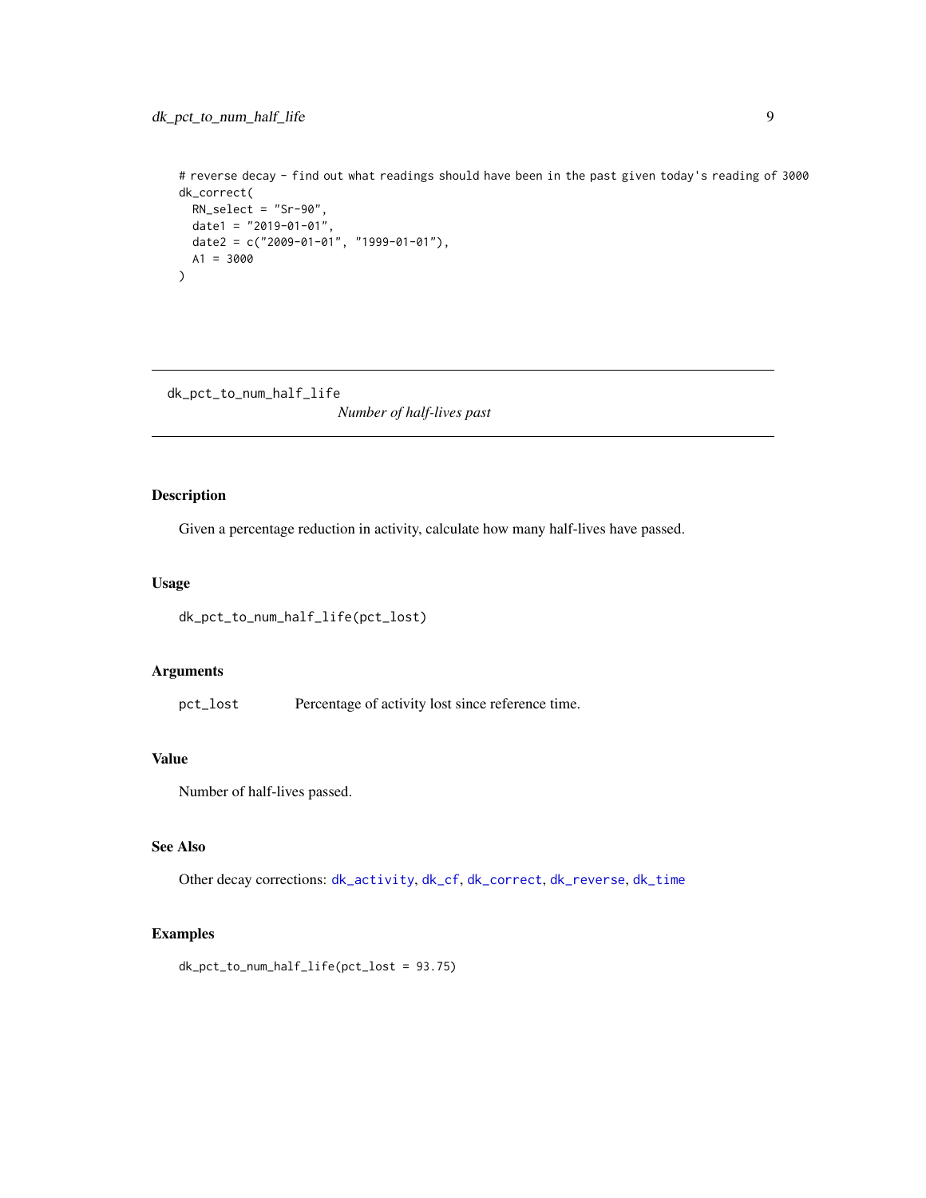```
# reverse decay - find out what readings should have been in the past given today's reading of 3000
dk_correct(
  RN_select = "Sr-90",
  date1 = "2019-01-01",
  date2 = c("2009-01-01", "1999-01-01"),
  A1 = 3000
)
```

## dk_pct_to_num_half_life    *Number of half-lives past*

### Description

Given a percentage reduction in activity, calculate how many half-lives have passed.

### Usage

```
dk_pct_to_num_half_life(pct_lost)
```

### Arguments

| | |
|---|---|
| `pct_lost` | Percentage of activity lost since reference time. |

### Value

Number of half-lives passed.

### See Also

Other decay corrections: `dk_activity`, `dk_cf`, `dk_correct`, `dk_reverse`, `dk_time`

### Examples

```
dk_pct_to_num_half_life(pct_lost = 93.75)
```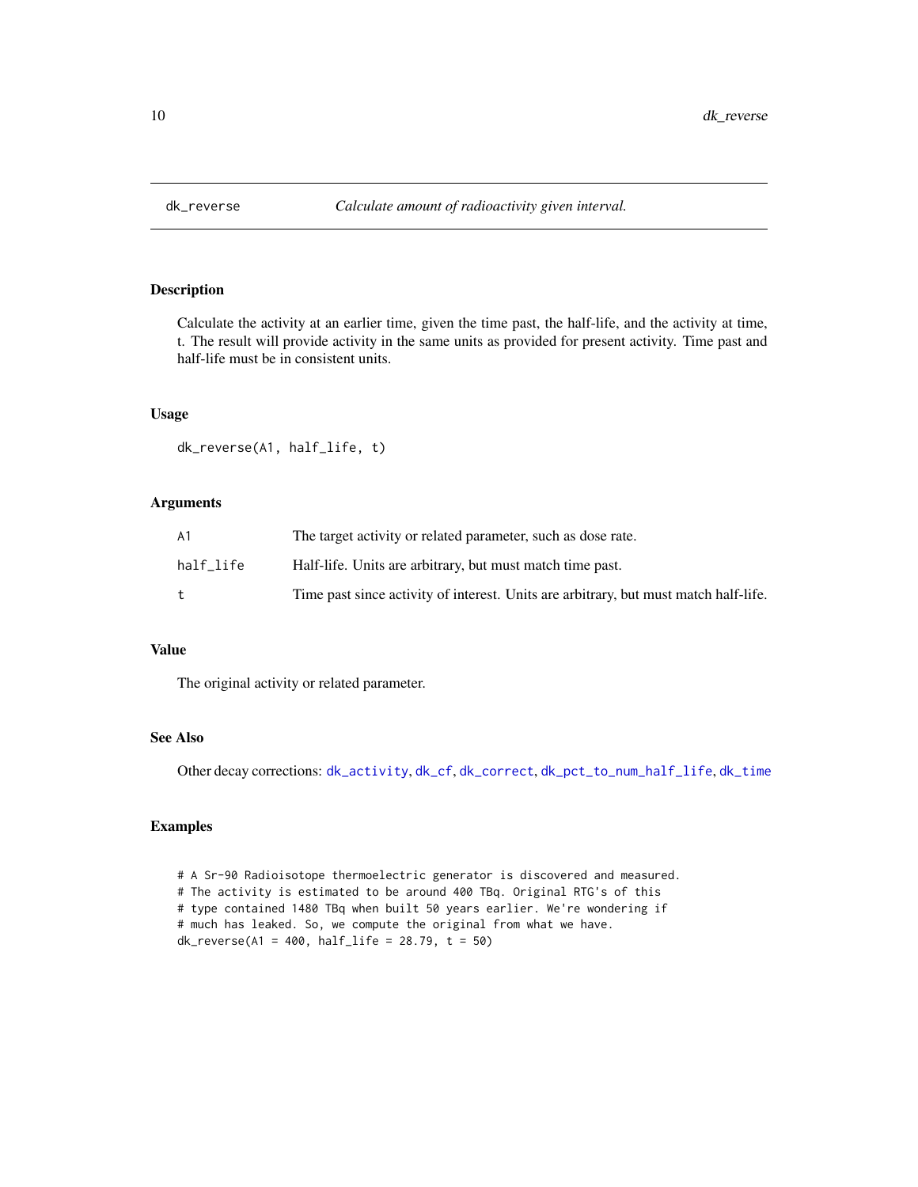# dk_reverse — *Calculate amount of radioactivity given interval.*

## Description

Calculate the activity at an earlier time, given the time past, the half-life, and the activity at time, t. The result will provide activity in the same units as provided for present activity. Time past and half-life must be in consistent units.

## Usage

```
dk_reverse(A1, half_life, t)
```

## Arguments

| | |
|---|---|
| A1 | The target activity or related parameter, such as dose rate. |
| half_life | Half-life. Units are arbitrary, but must match time past. |
| t | Time past since activity of interest. Units are arbitrary, but must match half-life. |

## Value

The original activity or related parameter.

## See Also

Other decay corrections: dk_activity, dk_cf, dk_correct, dk_pct_to_num_half_life, dk_time

## Examples

```
# A Sr-90 Radioisotope thermoelectric generator is discovered and measured.
# The activity is estimated to be around 400 TBq. Original RTG's of this
# type contained 1480 TBq when built 50 years earlier. We're wondering if
# much has leaked. So, we compute the original from what we have.
dk_reverse(A1 = 400, half_life = 28.79, t = 50)
```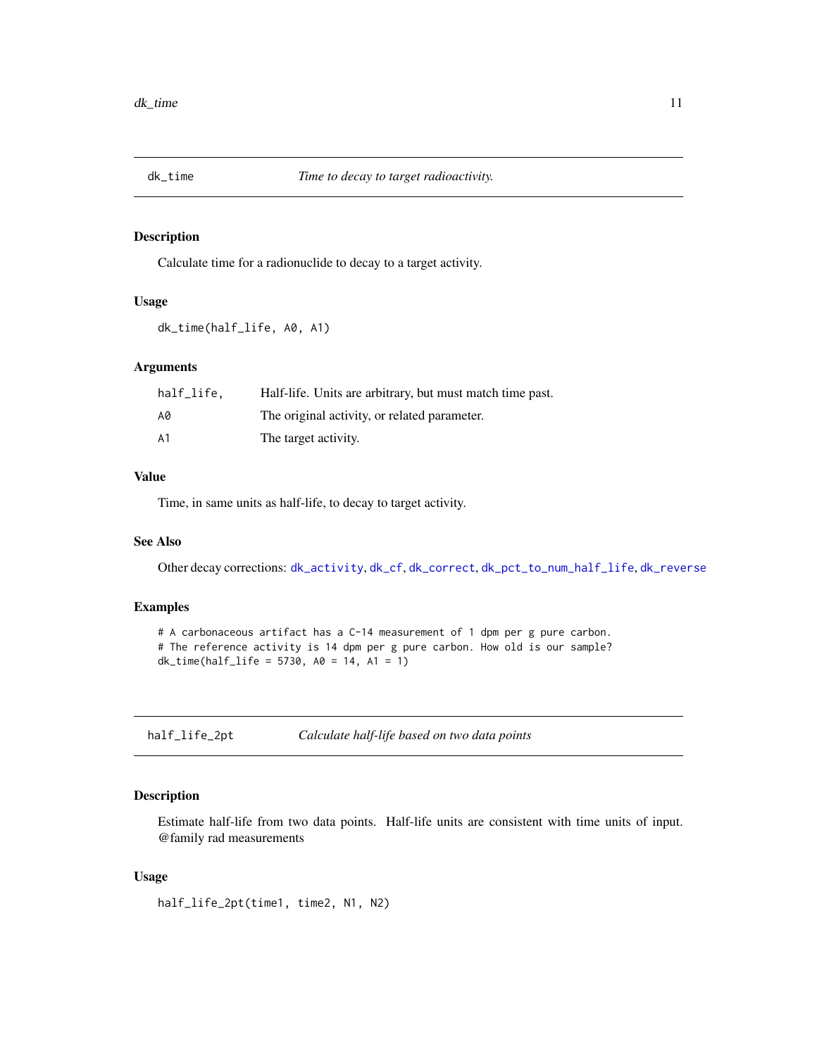## dk_time — *Time to decay to target radioactivity.*

### Description

Calculate time for a radionuclide to decay to a target activity.

### Usage

```
dk_time(half_life, A0, A1)
```

### Arguments

| | |
|---|---|
| `half_life,` | Half-life. Units are arbitrary, but must match time past. |
| `A0` | The original activity, or related parameter. |
| `A1` | The target activity. |

### Value

Time, in same units as half-life, to decay to target activity.

### See Also

Other decay corrections: `dk_activity`, `dk_cf`, `dk_correct`, `dk_pct_to_num_half_life`, `dk_reverse`

### Examples

```
# A carbonaceous artifact has a C-14 measurement of 1 dpm per g pure carbon.
# The reference activity is 14 dpm per g pure carbon. How old is our sample?
dk_time(half_life = 5730, A0 = 14, A1 = 1)
```

## half_life_2pt — *Calculate half-life based on two data points*

### Description

Estimate half-life from two data points. Half-life units are consistent with time units of input. @family rad measurements

### Usage

```
half_life_2pt(time1, time2, N1, N2)
```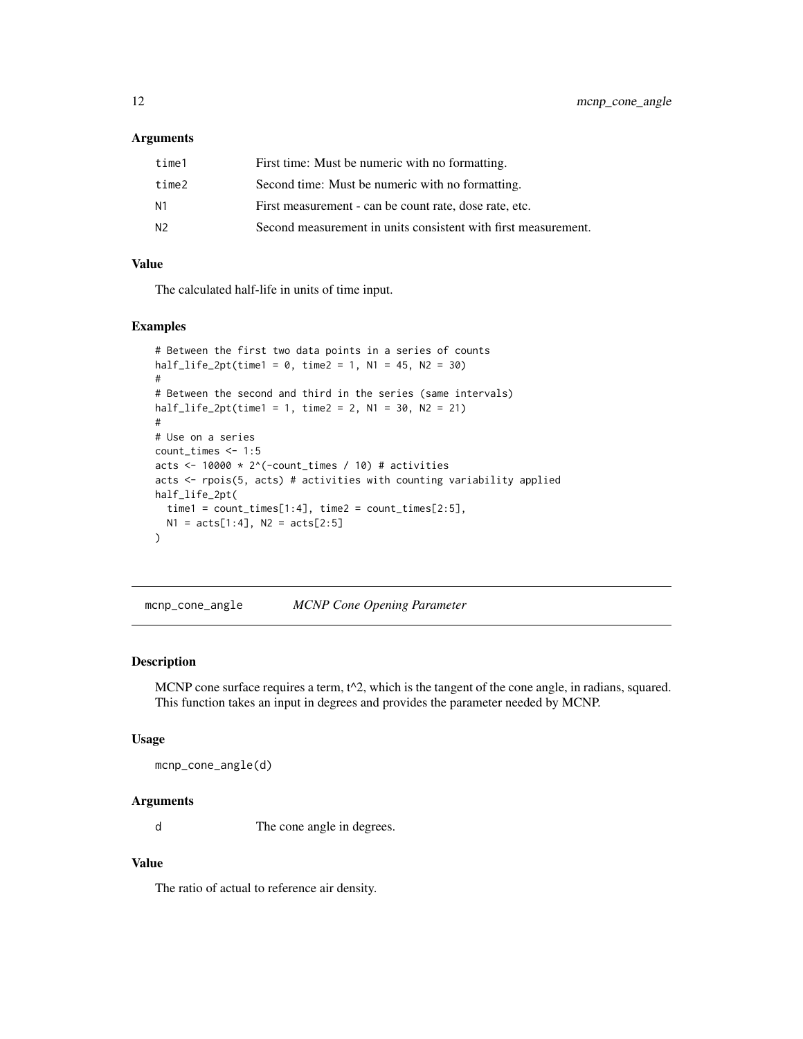### Arguments

| | |
|---|---|
| `time1` | First time: Must be numeric with no formatting. |
| `time2` | Second time: Must be numeric with no formatting. |
| `N1` | First measurement - can be count rate, dose rate, etc. |
| `N2` | Second measurement in units consistent with first measurement. |

### Value

The calculated half-life in units of time input.

### Examples

```
# Between the first two data points in a series of counts
half_life_2pt(time1 = 0, time2 = 1, N1 = 45, N2 = 30)
#
# Between the second and third in the series (same intervals)
half_life_2pt(time1 = 1, time2 = 2, N1 = 30, N2 = 21)
#
# Use on a series
count_times <- 1:5
acts <- 10000 * 2^(-count_times / 10) # activities
acts <- rpois(5, acts) # activities with counting variability applied
half_life_2pt(
  time1 = count_times[1:4], time2 = count_times[2:5],
  N1 = acts[1:4], N2 = acts[2:5]
)
```

---

## mcnp_cone_angle — *MCNP Cone Opening Parameter*

### Description

MCNP cone surface requires a term, t^2, which is the tangent of the cone angle, in radians, squared. This function takes an input in degrees and provides the parameter needed by MCNP.

### Usage

```
mcnp_cone_angle(d)
```

### Arguments

| | |
|---|---|
| `d` | The cone angle in degrees. |

### Value

The ratio of actual to reference air density.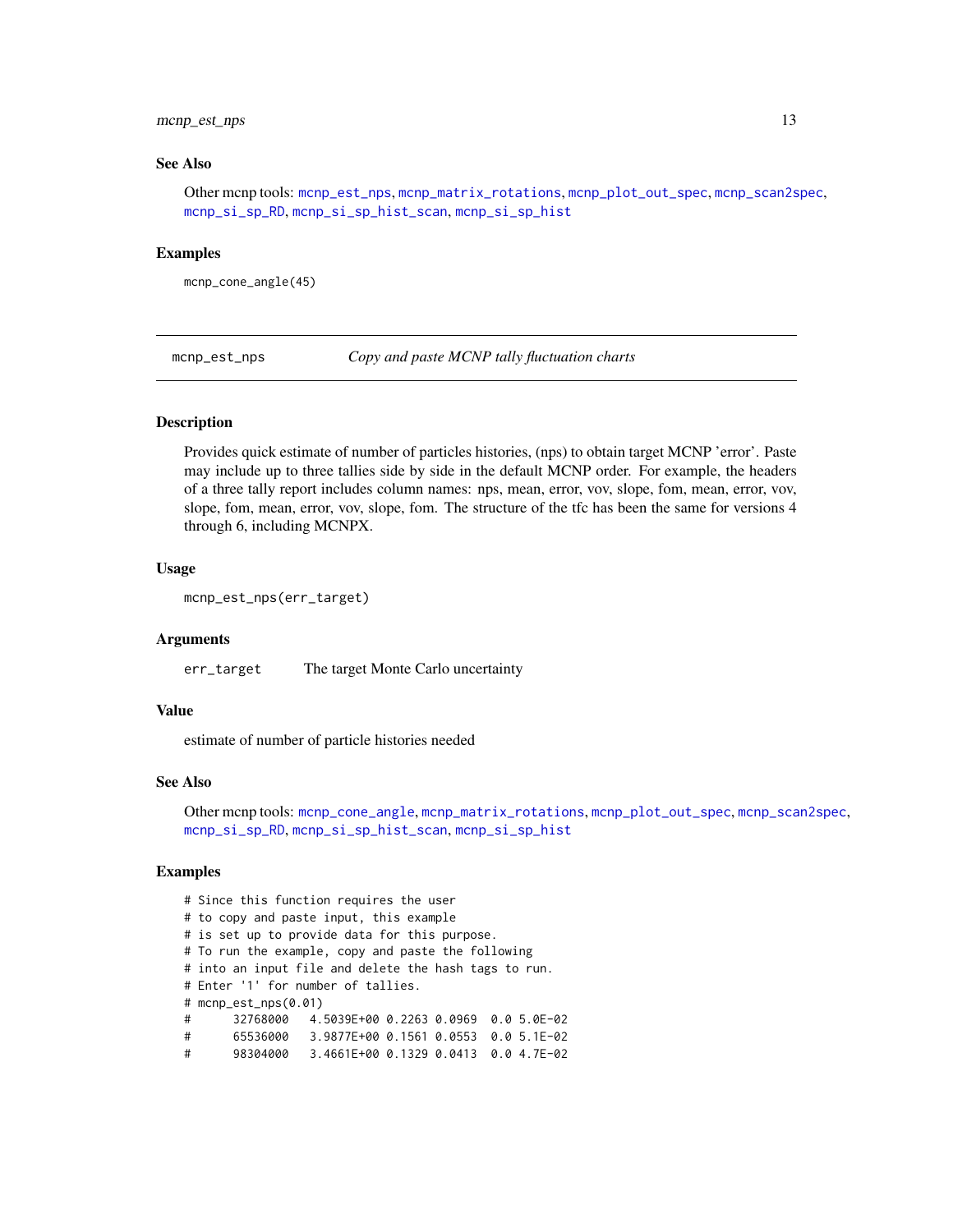### See Also

Other mcnp tools: mcnp_est_nps, mcnp_matrix_rotations, mcnp_plot_out_spec, mcnp_scan2spec, mcnp_si_sp_RD, mcnp_si_sp_hist_scan, mcnp_si_sp_hist

### Examples

```
mcnp_cone_angle(45)
```

---

## mcnp_est_nps — *Copy and paste MCNP tally fluctuation charts*

### Description

Provides quick estimate of number of particles histories, (nps) to obtain target MCNP 'error'. Paste may include up to three tallies side by side in the default MCNP order. For example, the headers of a three tally report includes column names: nps, mean, error, vov, slope, fom, mean, error, vov, slope, fom, mean, error, vov, slope, fom. The structure of the tfc has been the same for versions 4 through 6, including MCNPX.

### Usage

```
mcnp_est_nps(err_target)
```

### Arguments

| | |
|---|---|
| err_target | The target Monte Carlo uncertainty |

### Value

estimate of number of particle histories needed

### See Also

Other mcnp tools: mcnp_cone_angle, mcnp_matrix_rotations, mcnp_plot_out_spec, mcnp_scan2spec, mcnp_si_sp_RD, mcnp_si_sp_hist_scan, mcnp_si_sp_hist

### Examples

```
# Since this function requires the user
# to copy and paste input, this example
# is set up to provide data for this purpose.
# To run the example, copy and paste the following
# into an input file and delete the hash tags to run.
# Enter '1' for number of tallies.
# mcnp_est_nps(0.01)
#      32768000   4.5039E+00 0.2263 0.0969  0.0 5.0E-02
#      65536000   3.9877E+00 0.1561 0.0553  0.0 5.1E-02
#      98304000   3.4661E+00 0.1329 0.0413  0.0 4.7E-02
```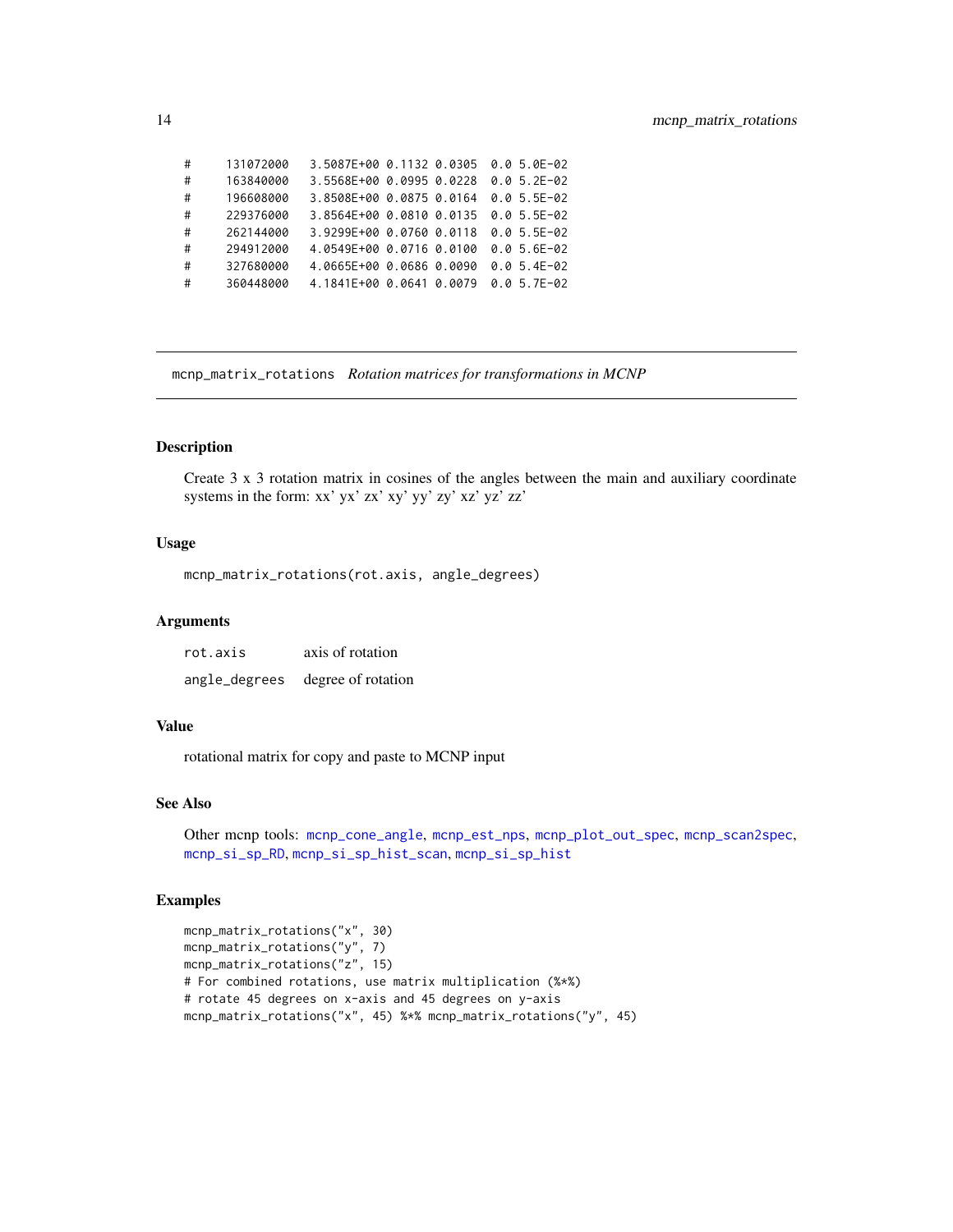```
#      131072000   3.5087E+00 0.1132 0.0305  0.0 5.0E-02
#      163840000   3.5568E+00 0.0995 0.0228  0.0 5.2E-02
#      196608000   3.8508E+00 0.0875 0.0164  0.0 5.5E-02
#      229376000   3.8564E+00 0.0810 0.0135  0.0 5.5E-02
#      262144000   3.9299E+00 0.0760 0.0118  0.0 5.5E-02
#      294912000   4.0549E+00 0.0716 0.0100  0.0 5.6E-02
#      327680000   4.0665E+00 0.0686 0.0090  0.0 5.4E-02
#      360448000   4.1841E+00 0.0641 0.0079  0.0 5.7E-02
```

## mcnp_matrix_rotations *Rotation matrices for transformations in MCNP*

### Description

Create 3 x 3 rotation matrix in cosines of the angles between the main and auxiliary coordinate systems in the form: xx' yx' zx' xy' yy' zy' xz' yz' zz'

### Usage

```
mcnp_matrix_rotations(rot.axis, angle_degrees)
```

### Arguments

| | |
|---|---|
| rot.axis | axis of rotation |
| angle_degrees | degree of rotation |

### Value

rotational matrix for copy and paste to MCNP input

### See Also

Other mcnp tools: mcnp_cone_angle, mcnp_est_nps, mcnp_plot_out_spec, mcnp_scan2spec, mcnp_si_sp_RD, mcnp_si_sp_hist_scan, mcnp_si_sp_hist

### Examples

```
mcnp_matrix_rotations("x", 30)
mcnp_matrix_rotations("y", 7)
mcnp_matrix_rotations("z", 15)
# For combined rotations, use matrix multiplication (%*%)
# rotate 45 degrees on x-axis and 45 degrees on y-axis
mcnp_matrix_rotations("x", 45) %*% mcnp_matrix_rotations("y", 45)
```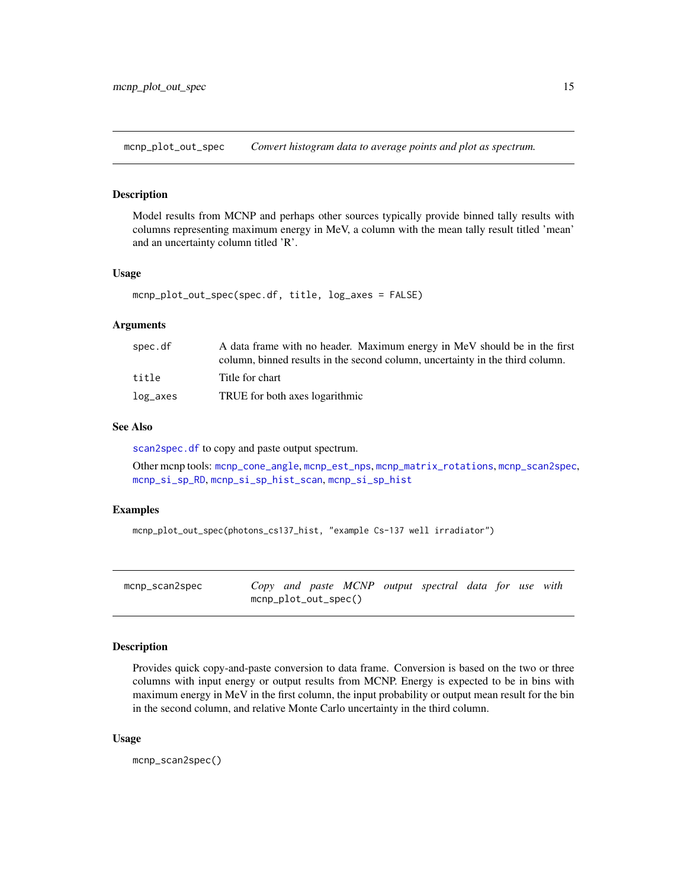## mcnp_plot_out_spec *Convert histogram data to average points and plot as spectrum.*

### Description

Model results from MCNP and perhaps other sources typically provide binned tally results with columns representing maximum energy in MeV, a column with the mean tally result titled 'mean' and an uncertainty column titled 'R'.

### Usage

```
mcnp_plot_out_spec(spec.df, title, log_axes = FALSE)
```

### Arguments

| | |
|---|---|
| spec.df | A data frame with no header. Maximum energy in MeV should be in the first column, binned results in the second column, uncertainty in the third column. |
| title | Title for chart |
| log_axes | TRUE for both axes logarithmic |

### See Also

scan2spec.df to copy and paste output spectrum.

Other mcnp tools: mcnp_cone_angle, mcnp_est_nps, mcnp_matrix_rotations, mcnp_scan2spec, mcnp_si_sp_RD, mcnp_si_sp_hist_scan, mcnp_si_sp_hist

### Examples

```
mcnp_plot_out_spec(photons_cs137_hist, "example Cs-137 well irradiator")
```

## mcnp_scan2spec *Copy and paste MCNP output spectral data for use with* mcnp_plot_out_spec()

### Description

Provides quick copy-and-paste conversion to data frame. Conversion is based on the two or three columns with input energy or output results from MCNP. Energy is expected to be in bins with maximum energy in MeV in the first column, the input probability or output mean result for the bin in the second column, and relative Monte Carlo uncertainty in the third column.

### Usage

```
mcnp_scan2spec()
```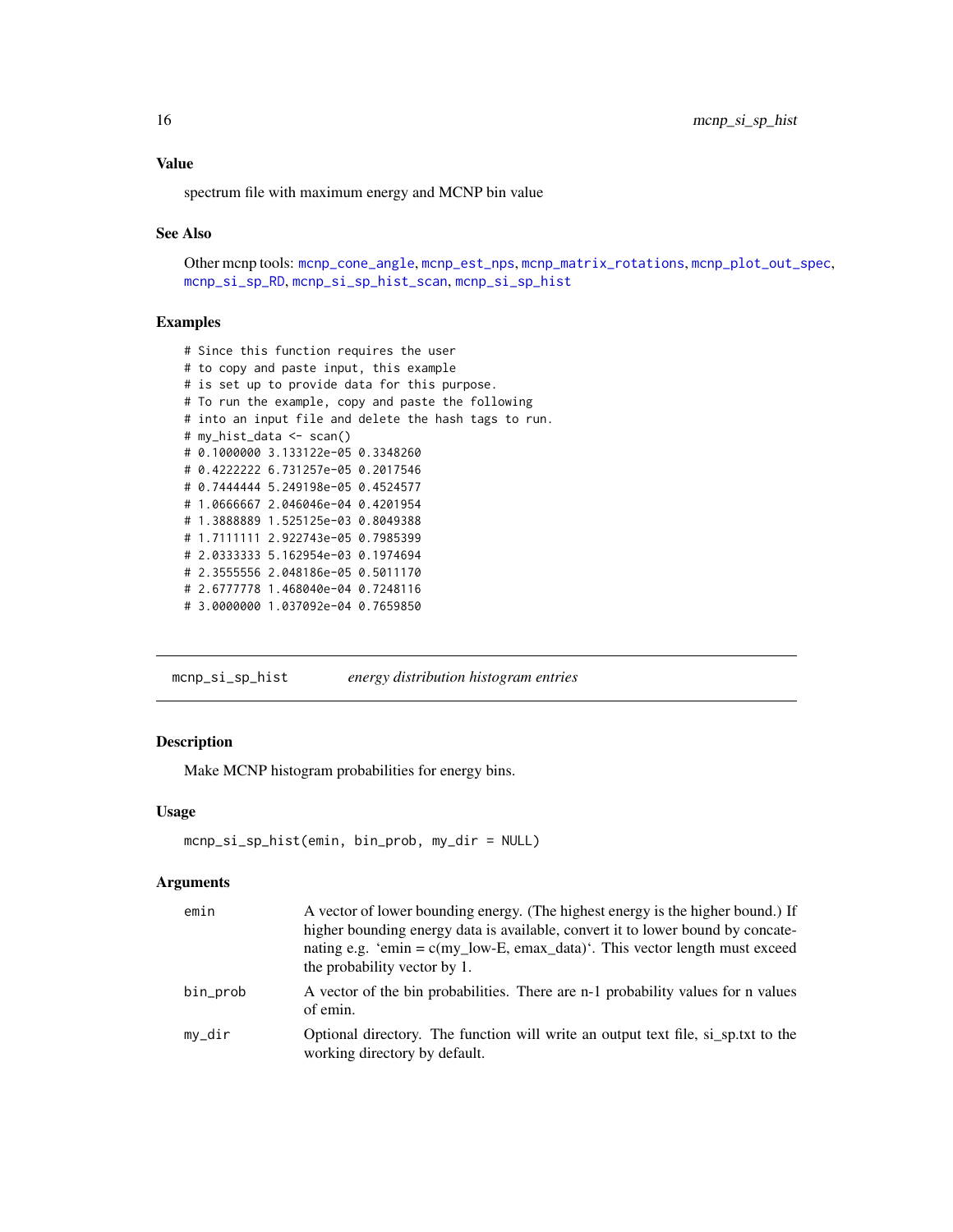### Value

spectrum file with maximum energy and MCNP bin value

### See Also

Other mcnp tools: mcnp_cone_angle, mcnp_est_nps, mcnp_matrix_rotations, mcnp_plot_out_spec, mcnp_si_sp_RD, mcnp_si_sp_hist_scan, mcnp_si_sp_hist

### Examples

```
# Since this function requires the user
# to copy and paste input, this example
# is set up to provide data for this purpose.
# To run the example, copy and paste the following
# into an input file and delete the hash tags to run.
# my_hist_data <- scan()
# 0.1000000 3.133122e-05 0.3348260
# 0.4222222 6.731257e-05 0.2017546
# 0.7444444 5.249198e-05 0.4524577
# 1.0666667 2.046046e-04 0.4201954
# 1.3888889 1.525125e-03 0.8049388
# 1.7111111 2.922743e-05 0.7985399
# 2.0333333 5.162954e-03 0.1974694
# 2.3555556 2.048186e-05 0.5011170
# 2.6777778 1.468040e-04 0.7248116
# 3.0000000 1.037092e-04 0.7659850
```

---

## mcnp_si_sp_hist *energy distribution histogram entries*

### Description

Make MCNP histogram probabilities for energy bins.

### Usage

```
mcnp_si_sp_hist(emin, bin_prob, my_dir = NULL)
```

### Arguments

| | |
|---|---|
| emin | A vector of lower bounding energy. (The highest energy is the higher bound.) If higher bounding energy data is available, convert it to lower bound by concatenating e.g. 'emin = c(my_low-E, emax_data)'. This vector length must exceed the probability vector by 1. |
| bin_prob | A vector of the bin probabilities. There are n-1 probability values for n values of emin. |
| my_dir | Optional directory. The function will write an output text file, si_sp.txt to the working directory by default. |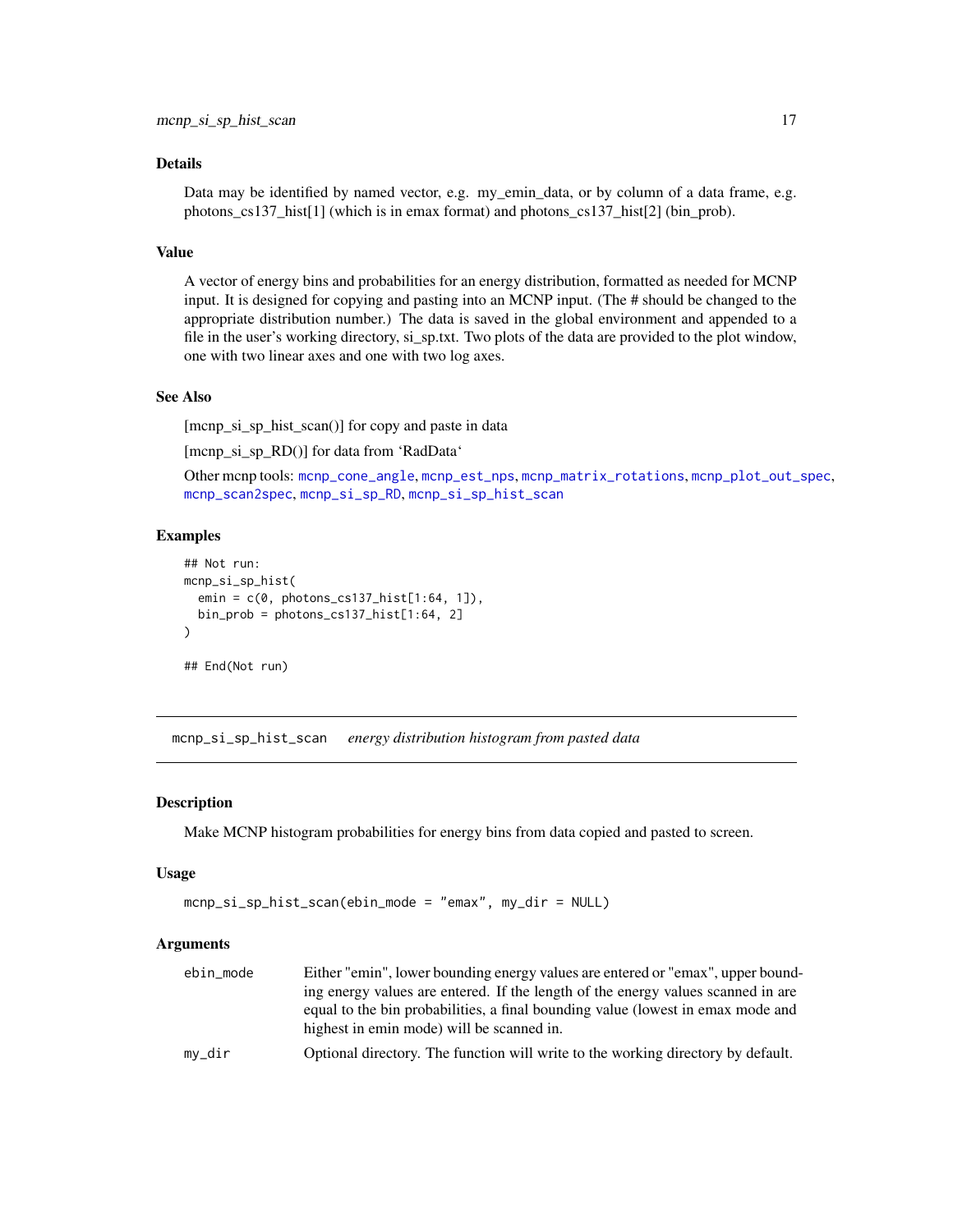### Details

Data may be identified by named vector, e.g. my_emin_data, or by column of a data frame, e.g. photons_cs137_hist[1] (which is in emax format) and photons_cs137_hist[2] (bin_prob).

### Value

A vector of energy bins and probabilities for an energy distribution, formatted as needed for MCNP input. It is designed for copying and pasting into an MCNP input. (The # should be changed to the appropriate distribution number.) The data is saved in the global environment and appended to a file in the user's working directory, si_sp.txt. Two plots of the data are provided to the plot window, one with two linear axes and one with two log axes.

### See Also

[mcnp_si_sp_hist_scan()] for copy and paste in data

[mcnp_si_sp_RD()] for data from 'RadData'

Other mcnp tools: mcnp_cone_angle, mcnp_est_nps, mcnp_matrix_rotations, mcnp_plot_out_spec, mcnp_scan2spec, mcnp_si_sp_RD, mcnp_si_sp_hist_scan

### Examples

```
## Not run:
mcnp_si_sp_hist(
  emin = c(0, photons_cs137_hist[1:64, 1]),
  bin_prob = photons_cs137_hist[1:64, 2]
)

## End(Not run)
```

---

## mcnp_si_sp_hist_scan *energy distribution histogram from pasted data*

### Description

Make MCNP histogram probabilities for energy bins from data copied and pasted to screen.

### Usage

```
mcnp_si_sp_hist_scan(ebin_mode = "emax", my_dir = NULL)
```

### Arguments

| | |
|---|---|
| ebin_mode | Either "emin", lower bounding energy values are entered or "emax", upper bounding energy values are entered. If the length of the energy values scanned in are equal to the bin probabilities, a final bounding value (lowest in emax mode and highest in emin mode) will be scanned in. |
| my_dir | Optional directory. The function will write to the working directory by default. |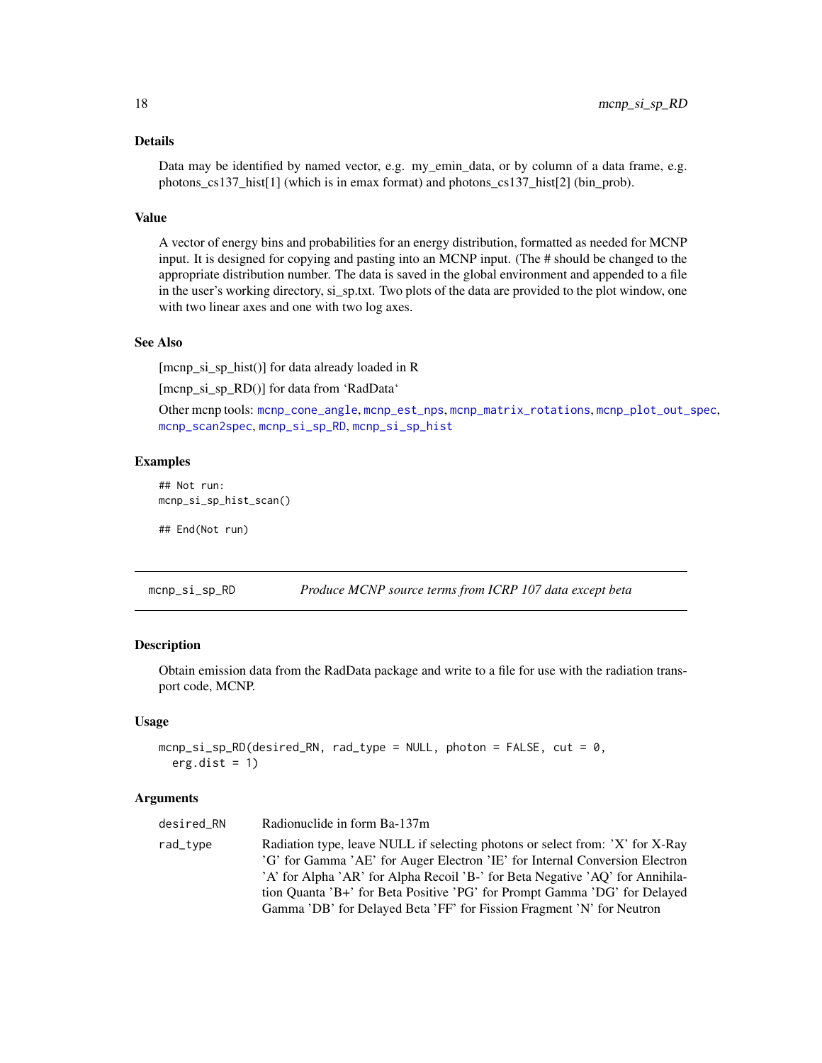### Details

Data may be identified by named vector, e.g. my_emin_data, or by column of a data frame, e.g. photons_cs137_hist[1] (which is in emax format) and photons_cs137_hist[2] (bin_prob).

### Value

A vector of energy bins and probabilities for an energy distribution, formatted as needed for MCNP input. It is designed for copying and pasting into an MCNP input. (The # should be changed to the appropriate distribution number. The data is saved in the global environment and appended to a file in the user's working directory, si_sp.txt. Two plots of the data are provided to the plot window, one with two linear axes and one with two log axes.

### See Also

[mcnp_si_sp_hist()] for data already loaded in R

[mcnp_si_sp_RD()] for data from 'RadData'

Other mcnp tools: mcnp_cone_angle, mcnp_est_nps, mcnp_matrix_rotations, mcnp_plot_out_spec, mcnp_scan2spec, mcnp_si_sp_RD, mcnp_si_sp_hist

### Examples

```
## Not run:
mcnp_si_sp_hist_scan()

## End(Not run)
```

---

## mcnp_si_sp_RD — *Produce MCNP source terms from ICRP 107 data except beta*

### Description

Obtain emission data from the RadData package and write to a file for use with the radiation transport code, MCNP.

### Usage

```
mcnp_si_sp_RD(desired_RN, rad_type = NULL, photon = FALSE, cut = 0,
  erg.dist = 1)
```

### Arguments

| | |
|---|---|
| desired_RN | Radionuclide in form Ba-137m |
| rad_type | Radiation type, leave NULL if selecting photons or select from: 'X' for X-Ray 'G' for Gamma 'AE' for Auger Electron 'IE' for Internal Conversion Electron 'A' for Alpha 'AR' for Alpha Recoil 'B-' for Beta Negative 'AQ' for Annihilation Quanta 'B+' for Beta Positive 'PG' for Prompt Gamma 'DG' for Delayed Gamma 'DB' for Delayed Beta 'FF' for Fission Fragment 'N' for Neutron |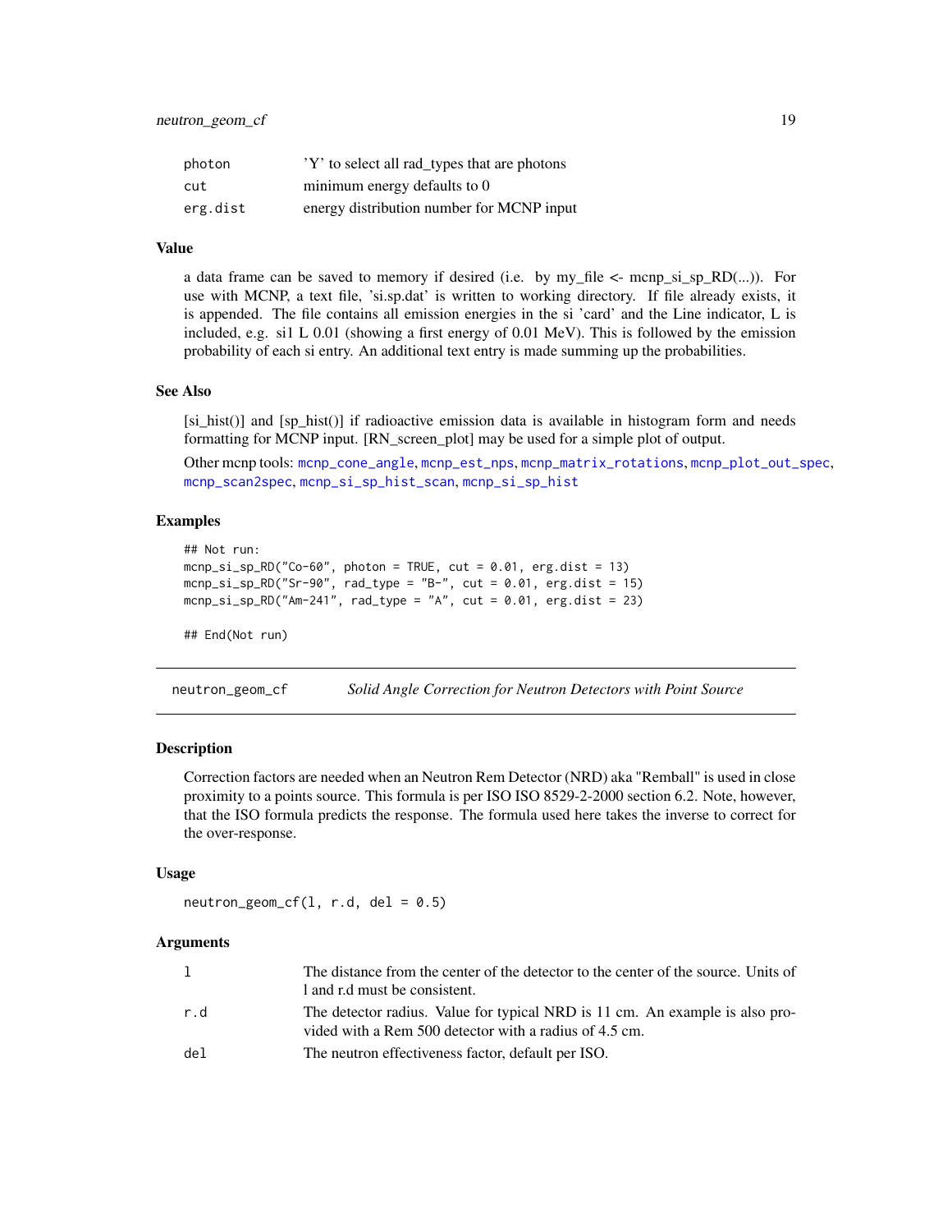| | |
|---|---|
| photon | 'Y' to select all rad_types that are photons |
| cut | minimum energy defaults to 0 |
| erg.dist | energy distribution number for MCNP input |

### Value

a data frame can be saved to memory if desired (i.e. by my_file <- mcnp_si_sp_RD(...)). For use with MCNP, a text file, 'si.sp.dat' is written to working directory. If file already exists, it is appended. The file contains all emission energies in the si 'card' and the Line indicator, L is included, e.g. si1 L 0.01 (showing a first energy of 0.01 MeV). This is followed by the emission probability of each si entry. An additional text entry is made summing up the probabilities.

### See Also

[si_hist()] and [sp_hist()] if radioactive emission data is available in histogram form and needs formatting for MCNP input. [RN_screen_plot] may be used for a simple plot of output.

Other mcnp tools: mcnp_cone_angle, mcnp_est_nps, mcnp_matrix_rotations, mcnp_plot_out_spec, mcnp_scan2spec, mcnp_si_sp_hist_scan, mcnp_si_sp_hist

### Examples

```
## Not run:
mcnp_si_sp_RD("Co-60", photon = TRUE, cut = 0.01, erg.dist = 13)
mcnp_si_sp_RD("Sr-90", rad_type = "B-", cut = 0.01, erg.dist = 15)
mcnp_si_sp_RD("Am-241", rad_type = "A", cut = 0.01, erg.dist = 23)

## End(Not run)
```

---

## neutron_geom_cf — *Solid Angle Correction for Neutron Detectors with Point Source*

### Description

Correction factors are needed when an Neutron Rem Detector (NRD) aka "Remball" is used in close proximity to a points source. This formula is per ISO ISO 8529-2-2000 section 6.2. Note, however, that the ISO formula predicts the response. The formula used here takes the inverse to correct for the over-response.

### Usage

```
neutron_geom_cf(l, r.d, del = 0.5)
```

### Arguments

| | |
|---|---|
| l | The distance from the center of the detector to the center of the source. Units of l and r.d must be consistent. |
| r.d | The detector radius. Value for typical NRD is 11 cm. An example is also provided with a Rem 500 detector with a radius of 4.5 cm. |
| del | The neutron effectiveness factor, default per ISO. |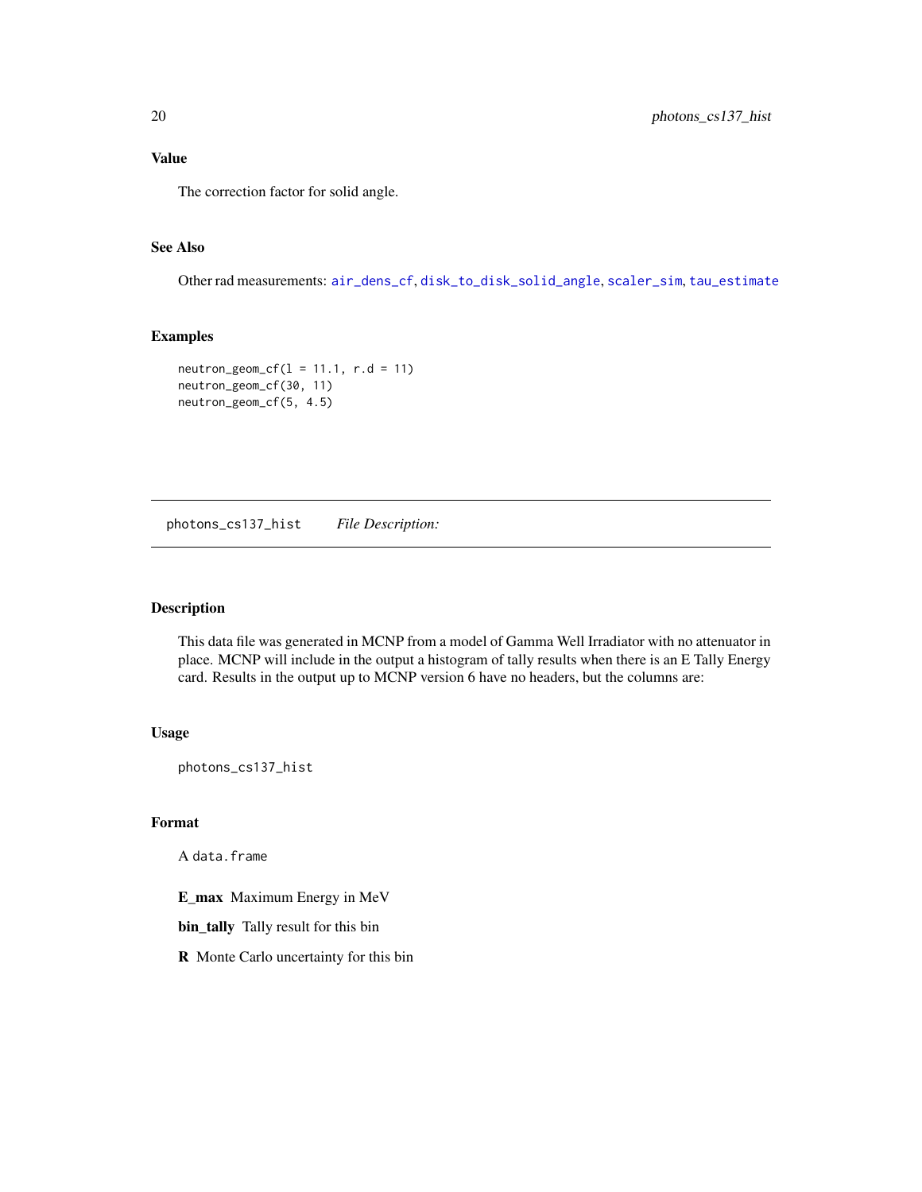## Value

The correction factor for solid angle.

## See Also

Other rad measurements: `air_dens_cf`, `disk_to_disk_solid_angle`, `scaler_sim`, `tau_estimate`

## Examples

```
neutron_geom_cf(l = 11.1, r.d = 11)
neutron_geom_cf(30, 11)
neutron_geom_cf(5, 4.5)
```

---

# photons_cs137_hist    *File Description:*

---

## Description

This data file was generated in MCNP from a model of Gamma Well Irradiator with no attenuator in place. MCNP will include in the output a histogram of tally results when there is an E Tally Energy card. Results in the output up to MCNP version 6 have no headers, but the columns are:

## Usage

```
photons_cs137_hist
```

## Format

A `data.frame`

**E_max** Maximum Energy in MeV

**bin_tally** Tally result for this bin

**R** Monte Carlo uncertainty for this bin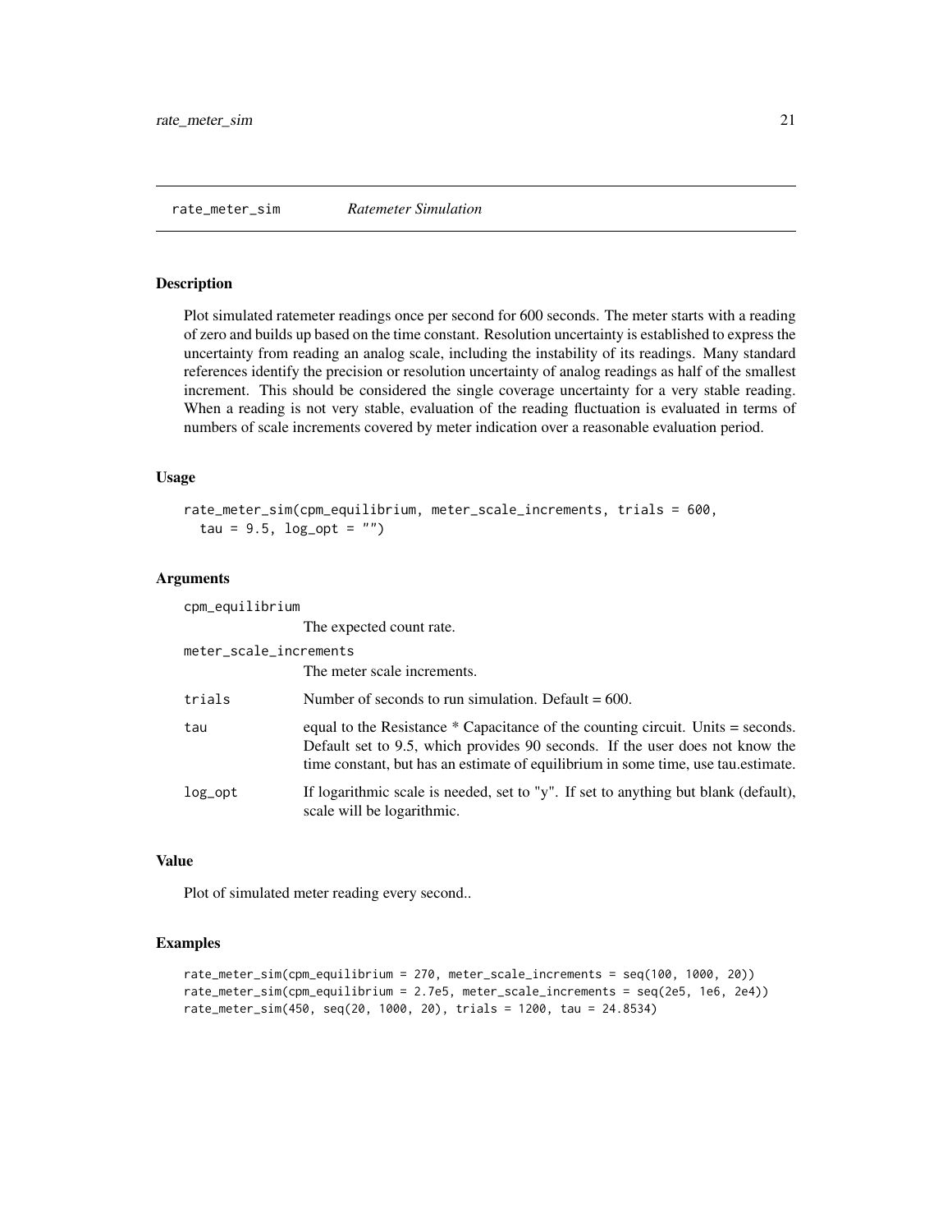# rate_meter_sim *Ratemeter Simulation*

## Description

Plot simulated ratemeter readings once per second for 600 seconds. The meter starts with a reading of zero and builds up based on the time constant. Resolution uncertainty is established to express the uncertainty from reading an analog scale, including the instability of its readings. Many standard references identify the precision or resolution uncertainty of analog readings as half of the smallest increment. This should be considered the single coverage uncertainty for a very stable reading. When a reading is not very stable, evaluation of the reading fluctuation is evaluated in terms of numbers of scale increments covered by meter indication over a reasonable evaluation period.

## Usage

```
rate_meter_sim(cpm_equilibrium, meter_scale_increments, trials = 600,
  tau = 9.5, log_opt = "")
```

## Arguments

| Argument | Description |
|---|---|
| cpm_equilibrium | The expected count rate. |
| meter_scale_increments | The meter scale increments. |
| trials | Number of seconds to run simulation. Default = 600. |
| tau | equal to the Resistance * Capacitance of the counting circuit. Units = seconds. Default set to 9.5, which provides 90 seconds. If the user does not know the time constant, but has an estimate of equilibrium in some time, use tau.estimate. |
| log_opt | If logarithmic scale is needed, set to "y". If set to anything but blank (default), scale will be logarithmic. |

## Value

Plot of simulated meter reading every second..

## Examples

```
rate_meter_sim(cpm_equilibrium = 270, meter_scale_increments = seq(100, 1000, 20))
rate_meter_sim(cpm_equilibrium = 2.7e5, meter_scale_increments = seq(2e5, 1e6, 2e4))
rate_meter_sim(450, seq(20, 1000, 20), trials = 1200, tau = 24.8534)
```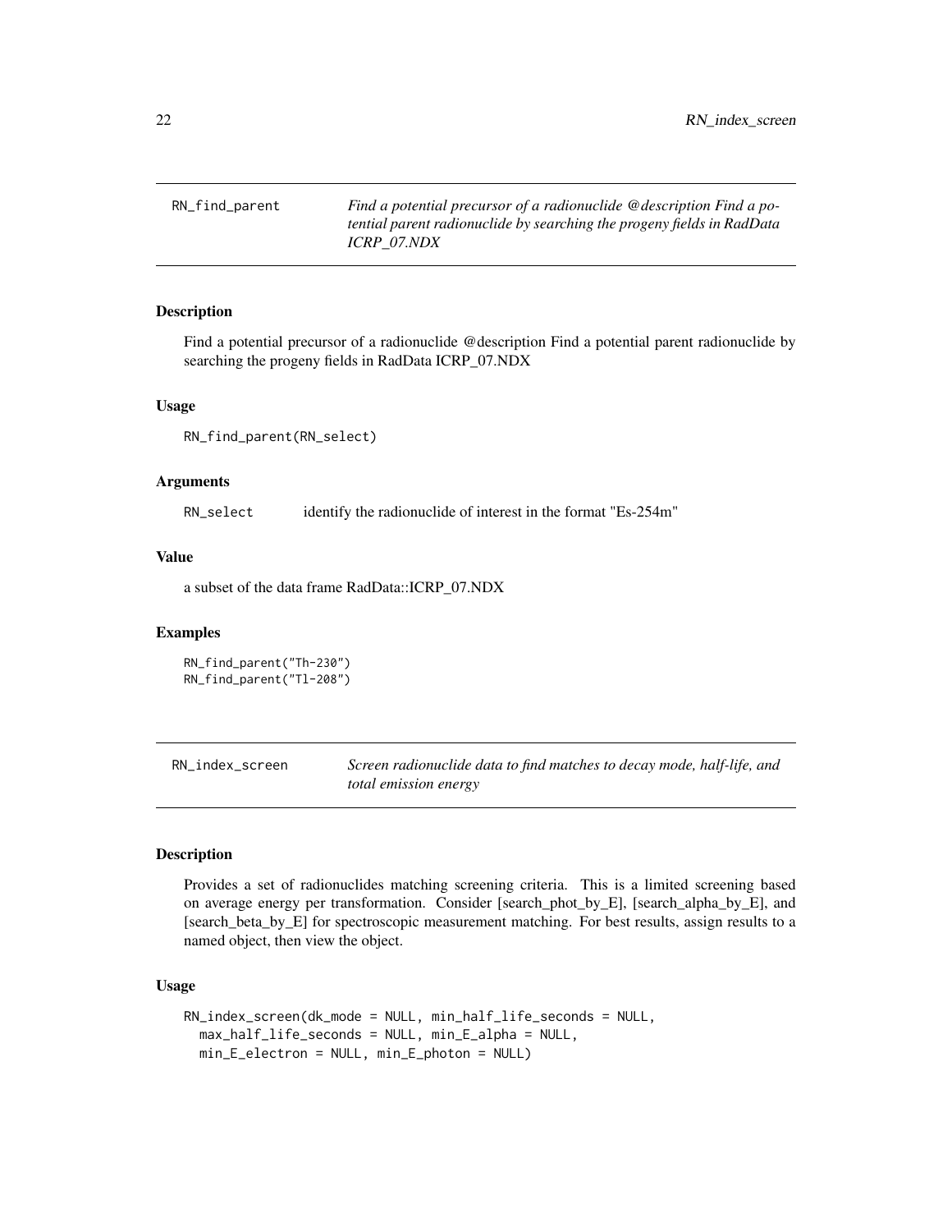## RN_find_parent

*Find a potential precursor of a radionuclide @description Find a potential parent radionuclide by searching the progeny fields in RadData ICRP_07.NDX*

### Description

Find a potential precursor of a radionuclide @description Find a potential parent radionuclide by searching the progeny fields in RadData ICRP_07.NDX

### Usage

```
RN_find_parent(RN_select)
```

### Arguments

RN_select identify the radionuclide of interest in the format "Es-254m"

### Value

a subset of the data frame RadData::ICRP_07.NDX

### Examples

```
RN_find_parent("Th-230")
RN_find_parent("Tl-208")
```

## RN_index_screen

*Screen radionuclide data to find matches to decay mode, half-life, and total emission energy*

### Description

Provides a set of radionuclides matching screening criteria. This is a limited screening based on average energy per transformation. Consider [search_phot_by_E], [search_alpha_by_E], and [search_beta_by_E] for spectroscopic measurement matching. For best results, assign results to a named object, then view the object.

### Usage

```
RN_index_screen(dk_mode = NULL, min_half_life_seconds = NULL,
  max_half_life_seconds = NULL, min_E_alpha = NULL,
  min_E_electron = NULL, min_E_photon = NULL)
```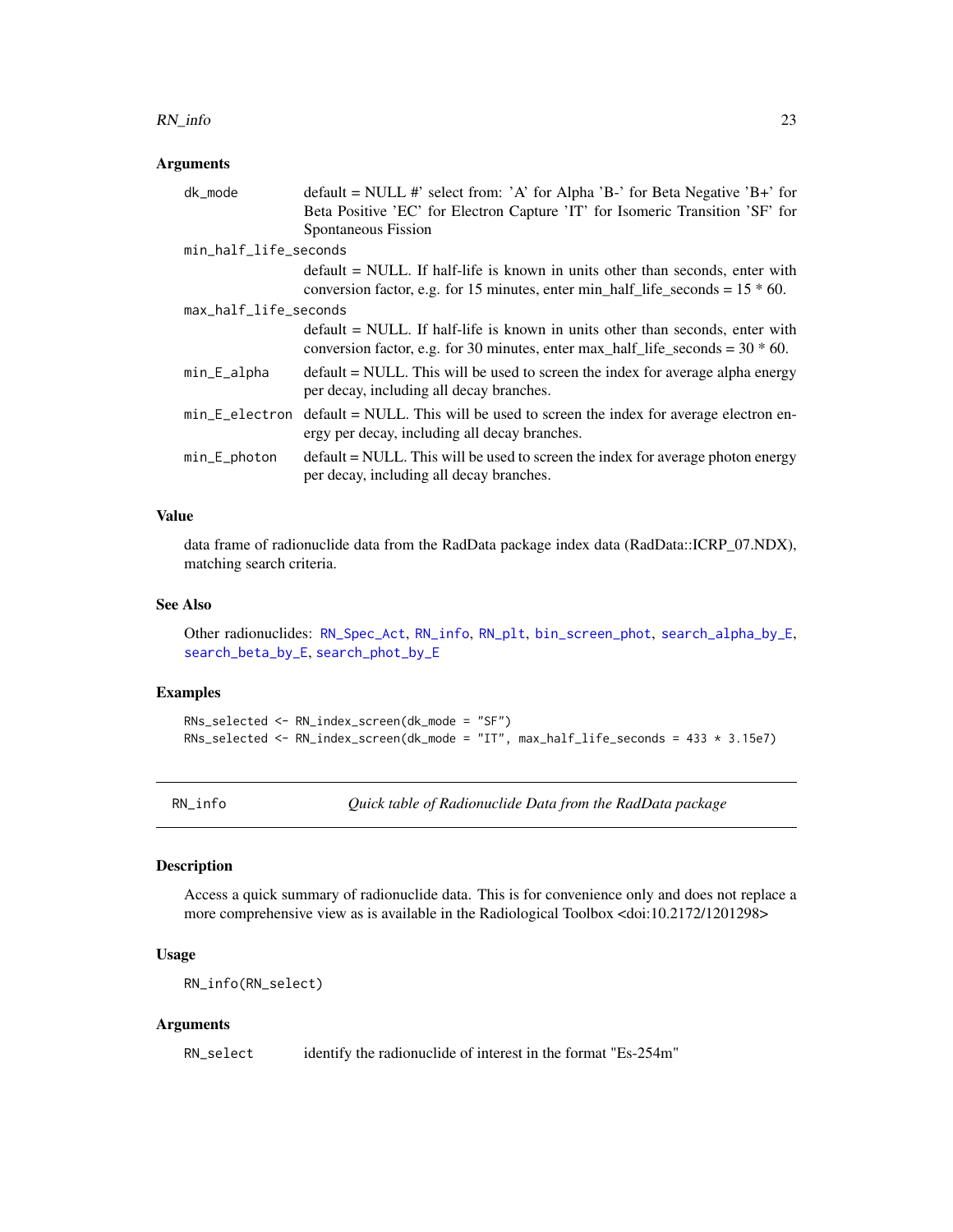### Arguments

| | |
|---|---|
| dk_mode | default = NULL #' select from: 'A' for Alpha 'B-' for Beta Negative 'B+' for Beta Positive 'EC' for Electron Capture 'IT' for Isomeric Transition 'SF' for Spontaneous Fission |
| min_half_life_seconds | default = NULL. If half-life is known in units other than seconds, enter with conversion factor, e.g. for 15 minutes, enter min_half_life_seconds = 15 * 60. |
| max_half_life_seconds | default = NULL. If half-life is known in units other than seconds, enter with conversion factor, e.g. for 30 minutes, enter max_half_life_seconds = 30 * 60. |
| min_E_alpha | default = NULL. This will be used to screen the index for average alpha energy per decay, including all decay branches. |
| min_E_electron | default = NULL. This will be used to screen the index for average electron energy per decay, including all decay branches. |
| min_E_photon | default = NULL. This will be used to screen the index for average photon energy per decay, including all decay branches. |

### Value

data frame of radionuclide data from the RadData package index data (RadData::ICRP_07.NDX), matching search criteria.

### See Also

Other radionuclides: RN_Spec_Act, RN_info, RN_plt, bin_screen_phot, search_alpha_by_E, search_beta_by_E, search_phot_by_E

### Examples

```
RNs_selected <- RN_index_screen(dk_mode = "SF")
RNs_selected <- RN_index_screen(dk_mode = "IT", max_half_life_seconds = 433 * 3.15e7)
```

---

## RN_info — *Quick table of Radionuclide Data from the RadData package*

### Description

Access a quick summary of radionuclide data. This is for convenience only and does not replace a more comprehensive view as is available in the Radiological Toolbox <doi:10.2172/1201298>

### Usage

```
RN_info(RN_select)
```

### Arguments

| | |
|---|---|
| RN_select | identify the radionuclide of interest in the format "Es-254m" |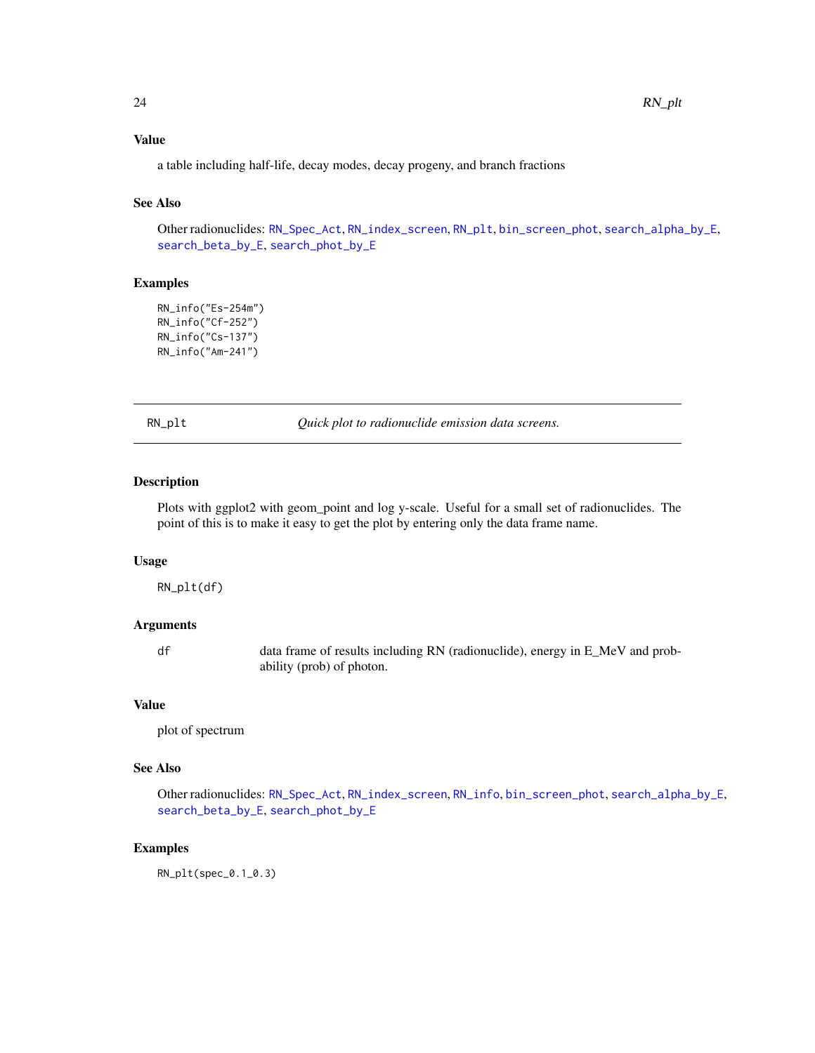### Value

a table including half-life, decay modes, decay progeny, and branch fractions

### See Also

Other radionuclides: RN_Spec_Act, RN_index_screen, RN_plt, bin_screen_phot, search_alpha_by_E, search_beta_by_E, search_phot_by_E

### Examples

```
RN_info("Es-254m")
RN_info("Cf-252")
RN_info("Cs-137")
RN_info("Am-241")
```

---

## RN_plt &nbsp;&nbsp;&nbsp;&nbsp; *Quick plot to radionuclide emission data screens.*

---

### Description

Plots with ggplot2 with geom_point and log y-scale. Useful for a small set of radionuclides. The point of this is to make it easy to get the plot by entering only the data frame name.

### Usage

```
RN_plt(df)
```

### Arguments

| | |
|---|---|
| df | data frame of results including RN (radionuclide), energy in E_MeV and probability (prob) of photon. |

### Value

plot of spectrum

### See Also

Other radionuclides: RN_Spec_Act, RN_index_screen, RN_info, bin_screen_phot, search_alpha_by_E, search_beta_by_E, search_phot_by_E

### Examples

```
RN_plt(spec_0.1_0.3)
```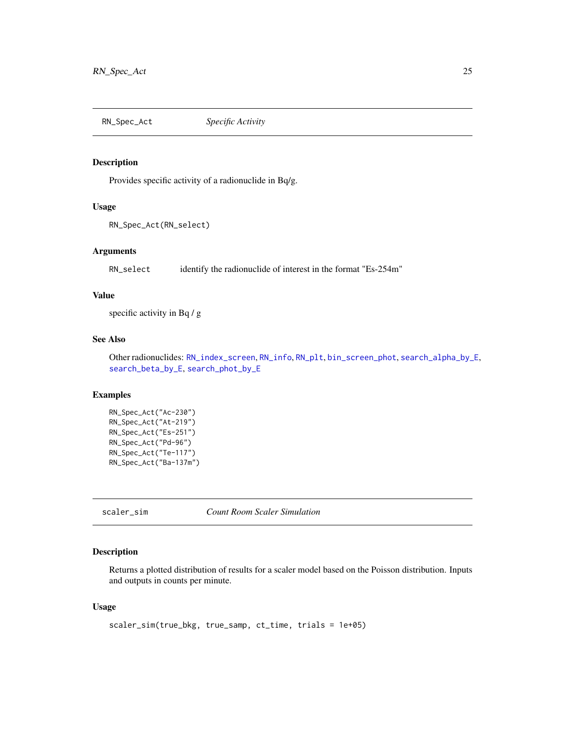## RN_Spec_Act — *Specific Activity*

### Description

Provides specific activity of a radionuclide in Bq/g.

### Usage

```
RN_Spec_Act(RN_select)
```

### Arguments

| | |
|---|---|
| `RN_select` | identify the radionuclide of interest in the format "Es-254m" |

### Value

specific activity in Bq / g

### See Also

Other radionuclides: `RN_index_screen`, `RN_info`, `RN_plt`, `bin_screen_phot`, `search_alpha_by_E`, `search_beta_by_E`, `search_phot_by_E`

### Examples

```
RN_Spec_Act("Ac-230")
RN_Spec_Act("At-219")
RN_Spec_Act("Es-251")
RN_Spec_Act("Pd-96")
RN_Spec_Act("Te-117")
RN_Spec_Act("Ba-137m")
```

## scaler_sim — *Count Room Scaler Simulation*

### Description

Returns a plotted distribution of results for a scaler model based on the Poisson distribution. Inputs and outputs in counts per minute.

### Usage

```
scaler_sim(true_bkg, true_samp, ct_time, trials = 1e+05)
```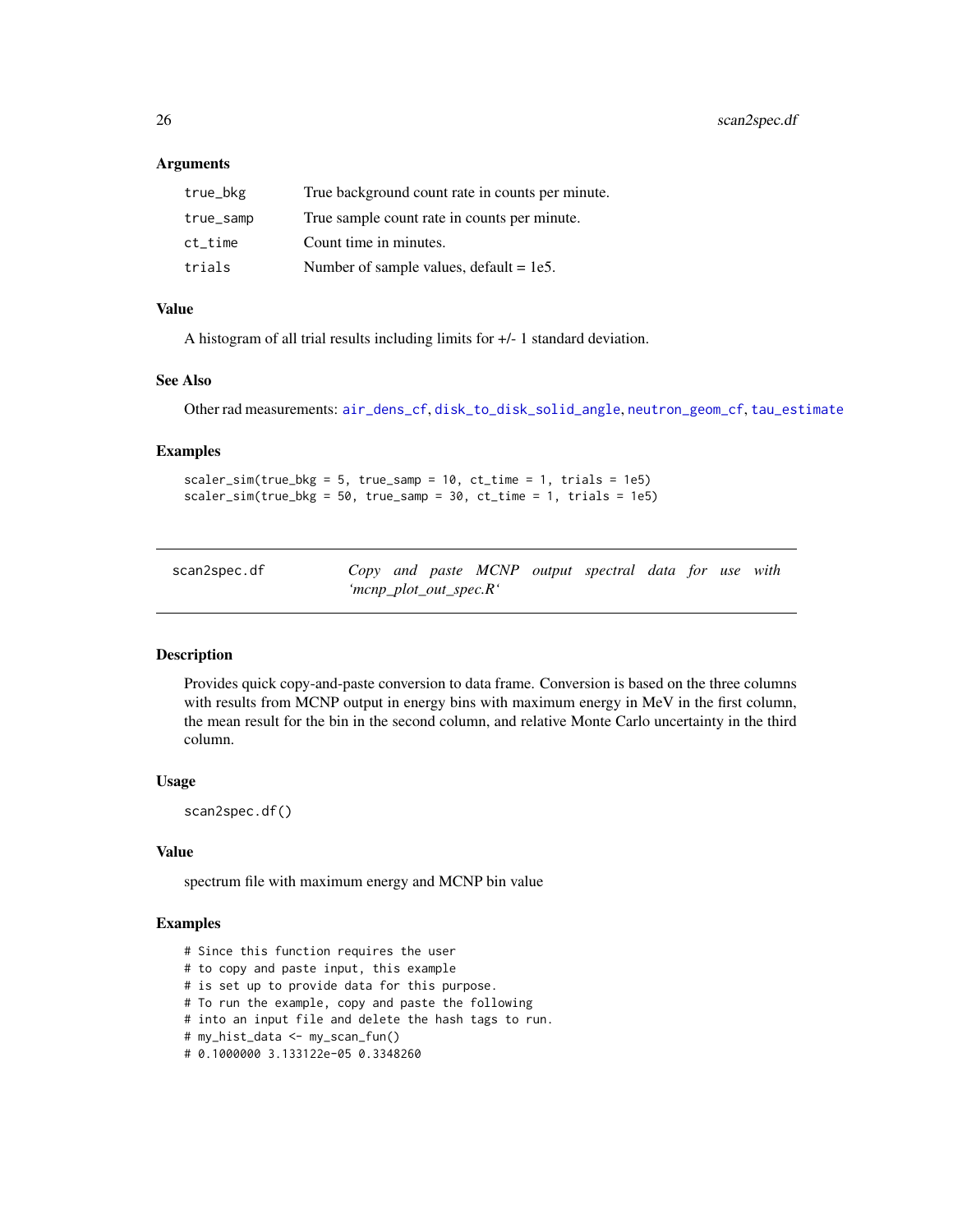### Arguments

| | |
|---|---|
| true_bkg | True background count rate in counts per minute. |
| true_samp | True sample count rate in counts per minute. |
| ct_time | Count time in minutes. |
| trials | Number of sample values, default = 1e5. |

### Value

A histogram of all trial results including limits for +/- 1 standard deviation.

### See Also

Other rad measurements: air_dens_cf, disk_to_disk_solid_angle, neutron_geom_cf, tau_estimate

### Examples

```
scaler_sim(true_bkg = 5, true_samp = 10, ct_time = 1, trials = 1e5)
scaler_sim(true_bkg = 50, true_samp = 30, ct_time = 1, trials = 1e5)
```

---

## scan2spec.df — *Copy and paste MCNP output spectral data for use with ‘mcnp_plot_out_spec.R‘*

---

### Description

Provides quick copy-and-paste conversion to data frame. Conversion is based on the three columns with results from MCNP output in energy bins with maximum energy in MeV in the first column, the mean result for the bin in the second column, and relative Monte Carlo uncertainty in the third column.

### Usage

```
scan2spec.df()
```

### Value

spectrum file with maximum energy and MCNP bin value

### Examples

```
# Since this function requires the user
# to copy and paste input, this example
# is set up to provide data for this purpose.
# To run the example, copy and paste the following
# into an input file and delete the hash tags to run.
# my_hist_data <- my_scan_fun()
# 0.1000000 3.133122e-05 0.3348260
```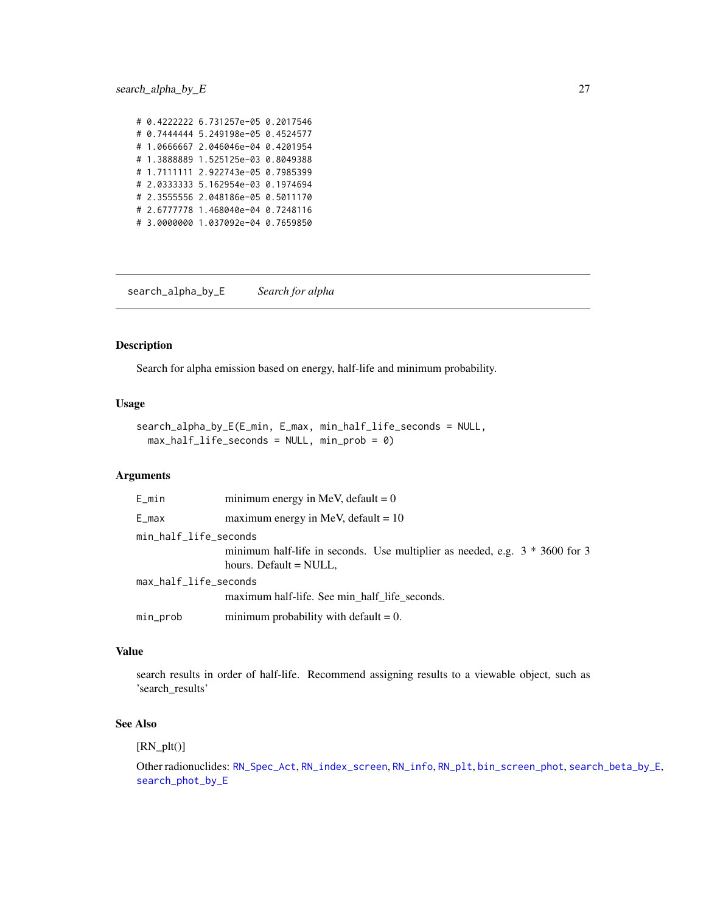```
# 0.4222222 6.731257e-05 0.2017546
# 0.7444444 5.249198e-05 0.4524577
# 1.0666667 2.046046e-04 0.4201954
# 1.3888889 1.525125e-03 0.8049388
# 1.7111111 2.922743e-05 0.7985399
# 2.0333333 5.162954e-03 0.1974694
# 2.3555556 2.048186e-05 0.5011170
# 2.6777778 1.468040e-04 0.7248116
# 3.0000000 1.037092e-04 0.7659850
```

---

## search_alpha_by_E — *Search for alpha*

---

### Description

Search for alpha emission based on energy, half-life and minimum probability.

### Usage

```
search_alpha_by_E(E_min, E_max, min_half_life_seconds = NULL,
  max_half_life_seconds = NULL, min_prob = 0)
```

### Arguments

| | |
|---|---|
| `E_min` | minimum energy in MeV, default = 0 |
| `E_max` | maximum energy in MeV, default = 10 |
| `min_half_life_seconds` | minimum half-life in seconds. Use multiplier as needed, e.g. 3 * 3600 for 3 hours. Default = NULL, |
| `max_half_life_seconds` | maximum half-life. See min_half_life_seconds. |
| `min_prob` | minimum probability with default = 0. |

### Value

search results in order of half-life. Recommend assigning results to a viewable object, such as 'search_results'

### See Also

[RN_plt()]

Other radionuclides: `RN_Spec_Act`, `RN_index_screen`, `RN_info`, `RN_plt`, `bin_screen_phot`, `search_beta_by_E`, `search_phot_by_E`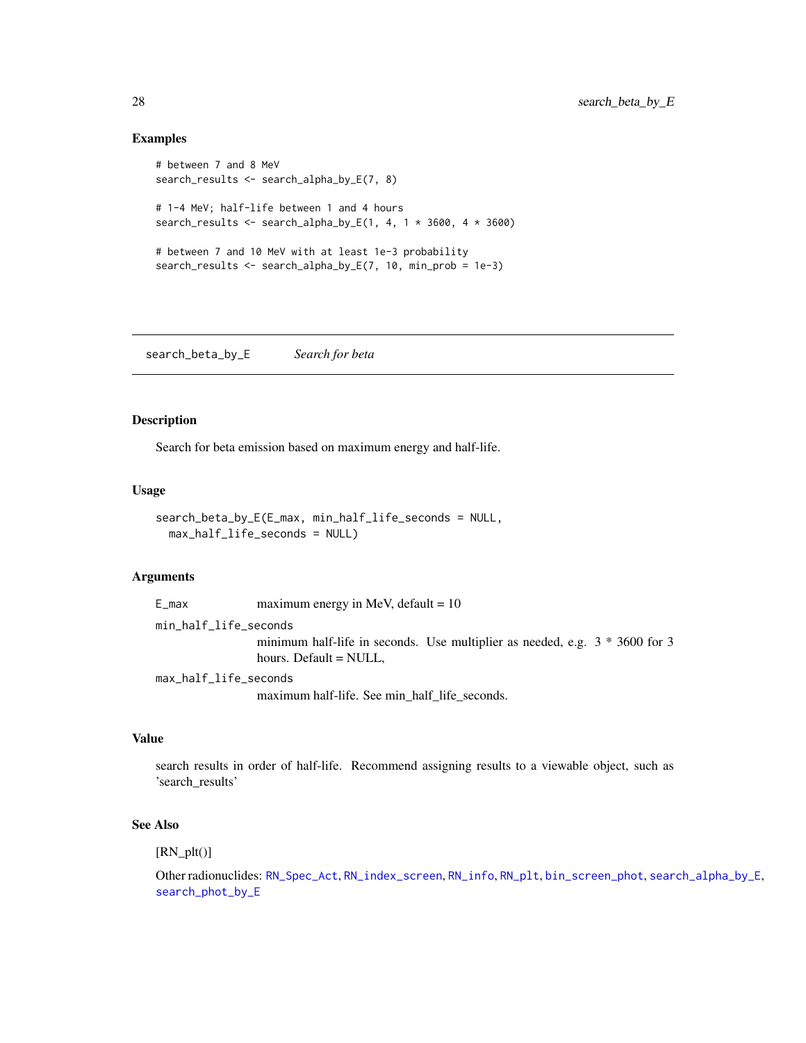### Examples

```
# between 7 and 8 MeV
search_results <- search_alpha_by_E(7, 8)

# 1-4 MeV; half-life between 1 and 4 hours
search_results <- search_alpha_by_E(1, 4, 1 * 3600, 4 * 3600)

# between 7 and 10 MeV with at least 1e-3 probability
search_results <- search_alpha_by_E(7, 10, min_prob = 1e-3)
```

---

## search_beta_by_E    *Search for beta*

---

### Description

Search for beta emission based on maximum energy and half-life.

### Usage

```
search_beta_by_E(E_max, min_half_life_seconds = NULL,
  max_half_life_seconds = NULL)
```

### Arguments

`E_max` maximum energy in MeV, default = 10

`min_half_life_seconds` minimum half-life in seconds. Use multiplier as needed, e.g. 3 * 3600 for 3 hours. Default = NULL,

`max_half_life_seconds` maximum half-life. See min_half_life_seconds.

### Value

search results in order of half-life. Recommend assigning results to a viewable object, such as 'search_results'

### See Also

[RN_plt()]

Other radionuclides: `RN_Spec_Act`, `RN_index_screen`, `RN_info`, `RN_plt`, `bin_screen_phot`, `search_alpha_by_E`, `search_phot_by_E`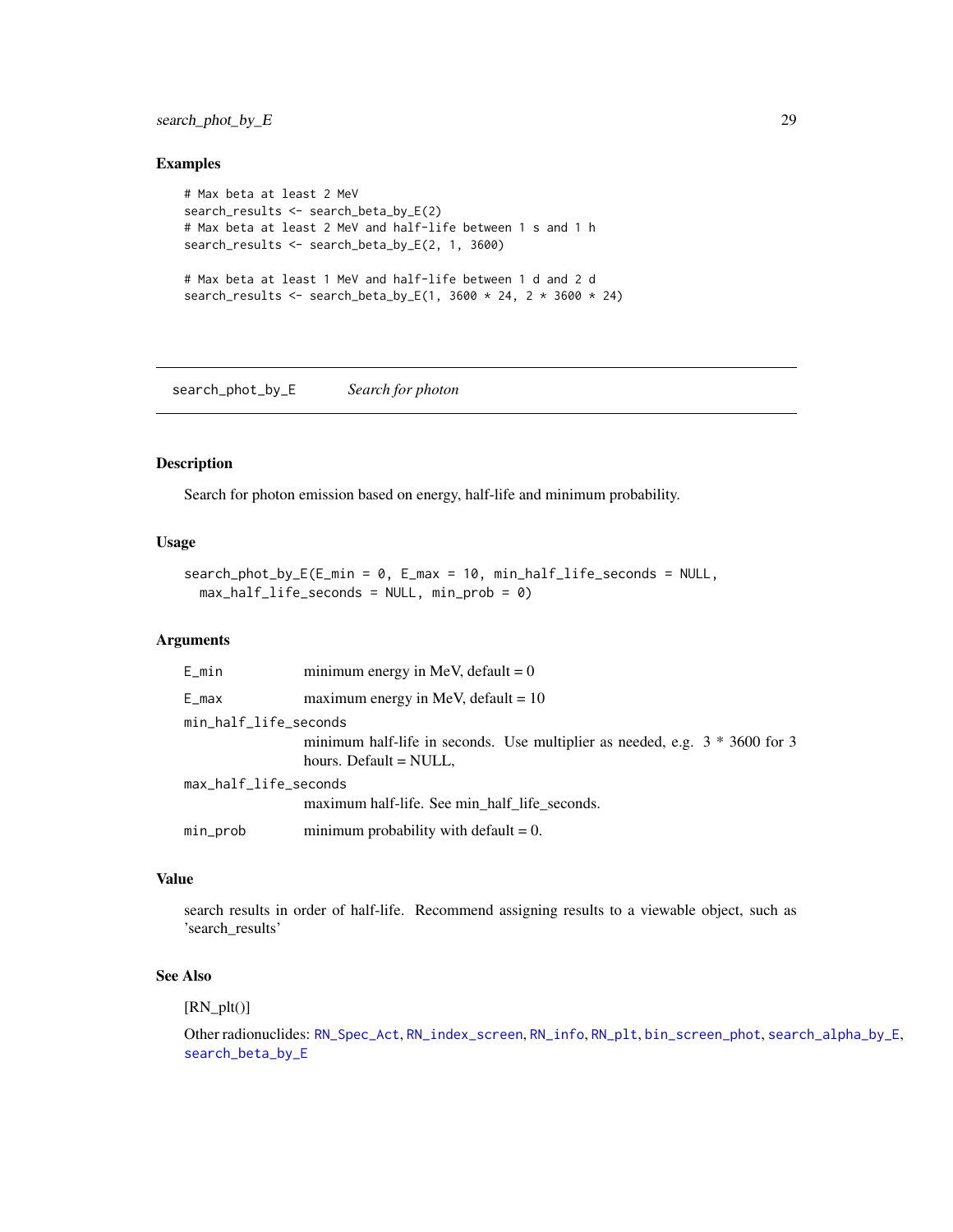### Examples

```
# Max beta at least 2 MeV
search_results <- search_beta_by_E(2)
# Max beta at least 2 MeV and half-life between 1 s and 1 h
search_results <- search_beta_by_E(2, 1, 3600)

# Max beta at least 1 MeV and half-life between 1 d and 2 d
search_results <- search_beta_by_E(1, 3600 * 24, 2 * 3600 * 24)
```

---

## search_phot_by_E *Search for photon*

### Description

Search for photon emission based on energy, half-life and minimum probability.

### Usage

```
search_phot_by_E(E_min = 0, E_max = 10, min_half_life_seconds = NULL,
  max_half_life_seconds = NULL, min_prob = 0)
```

### Arguments

| | |
|---|---|
| E_min | minimum energy in MeV, default = 0 |
| E_max | maximum energy in MeV, default = 10 |
| min_half_life_seconds | minimum half-life in seconds. Use multiplier as needed, e.g. 3 * 3600 for 3 hours. Default = NULL, |
| max_half_life_seconds | maximum half-life. See min_half_life_seconds. |
| min_prob | minimum probability with default = 0. |

### Value

search results in order of half-life. Recommend assigning results to a viewable object, such as 'search_results'

### See Also

[RN_plt()]

Other radionuclides: RN_Spec_Act, RN_index_screen, RN_info, RN_plt, bin_screen_phot, search_alpha_by_E, search_beta_by_E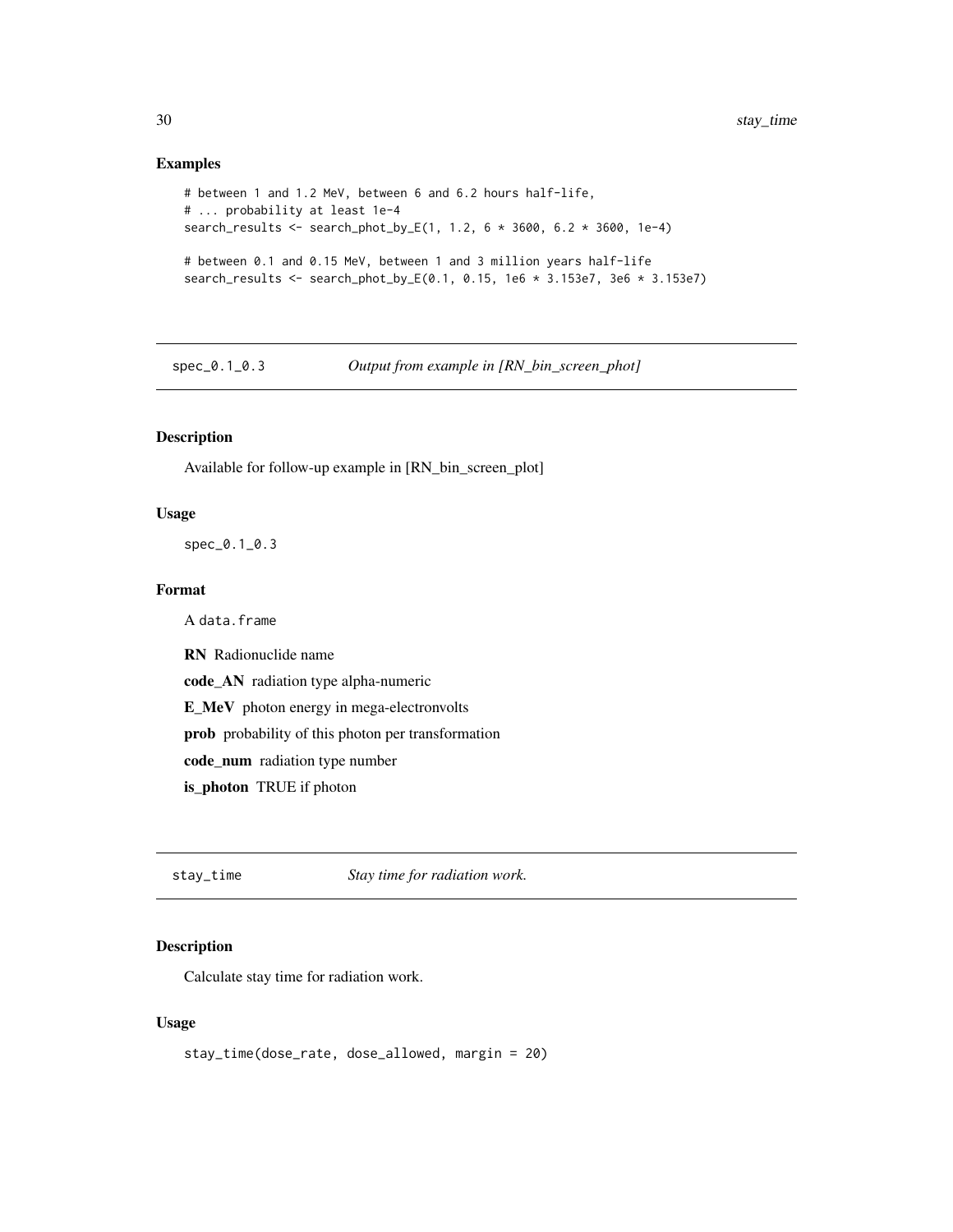## Examples

```
# between 1 and 1.2 MeV, between 6 and 6.2 hours half-life,
# ... probability at least 1e-4
search_results <- search_phot_by_E(1, 1.2, 6 * 3600, 6.2 * 3600, 1e-4)

# between 0.1 and 0.15 MeV, between 1 and 3 million years half-life
search_results <- search_phot_by_E(0.1, 0.15, 1e6 * 3.153e7, 3e6 * 3.153e7)
```

---

# spec_0.1_0.3 — *Output from example in [RN_bin_screen_phot]*

## Description

Available for follow-up example in [RN_bin_screen_plot]

## Usage

```
spec_0.1_0.3
```

## Format

A `data.frame`

**RN** Radionuclide name

**code_AN** radiation type alpha-numeric

**E_MeV** photon energy in mega-electronvolts

**prob** probability of this photon per transformation

**code_num** radiation type number

**is_photon** TRUE if photon

---

# stay_time — *Stay time for radiation work.*

## Description

Calculate stay time for radiation work.

## Usage

```
stay_time(dose_rate, dose_allowed, margin = 20)
```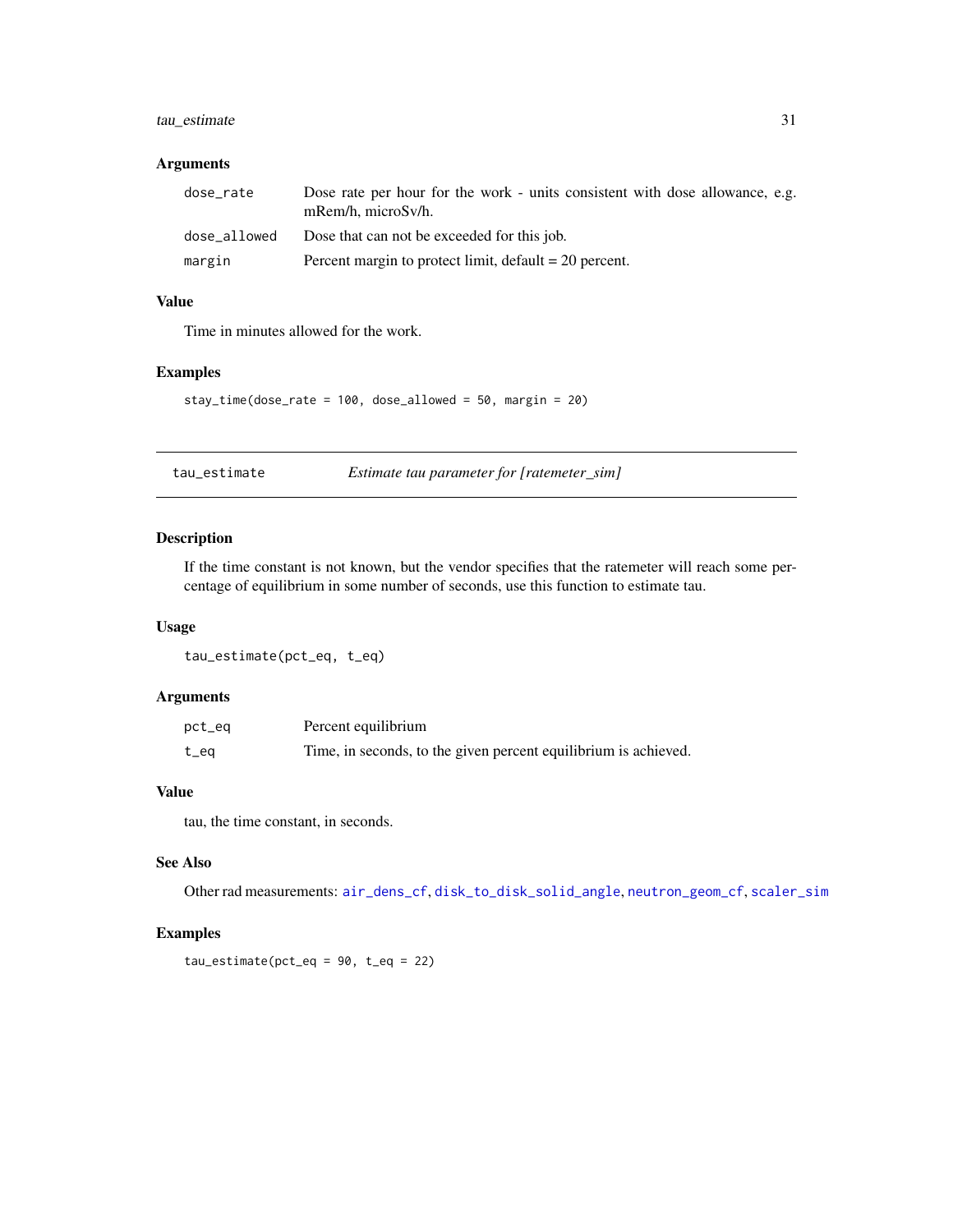### Arguments

| | |
|---|---|
| dose_rate | Dose rate per hour for the work - units consistent with dose allowance, e.g. mRem/h, microSv/h. |
| dose_allowed | Dose that can not be exceeded for this job. |
| margin | Percent margin to protect limit, default = 20 percent. |

### Value

Time in minutes allowed for the work.

### Examples

```
stay_time(dose_rate = 100, dose_allowed = 50, margin = 20)
```

---

## tau_estimate — *Estimate tau parameter for [ratemeter_sim]*

---

### Description

If the time constant is not known, but the vendor specifies that the ratemeter will reach some percentage of equilibrium in some number of seconds, use this function to estimate tau.

### Usage

```
tau_estimate(pct_eq, t_eq)
```

### Arguments

| | |
|---|---|
| pct_eq | Percent equilibrium |
| t_eq | Time, in seconds, to the given percent equilibrium is achieved. |

### Value

tau, the time constant, in seconds.

### See Also

Other rad measurements: air_dens_cf, disk_to_disk_solid_angle, neutron_geom_cf, scaler_sim

### Examples

```
tau_estimate(pct_eq = 90, t_eq = 22)
```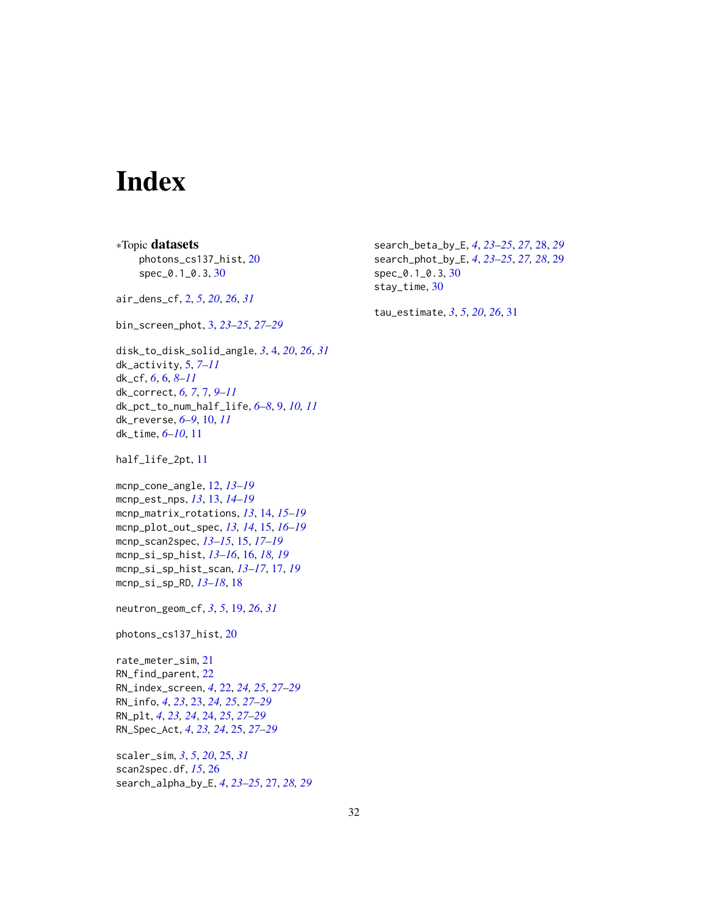# Index

∗Topic **datasets**
- photons_cs137_hist, 20
- spec_0.1_0.3, 30

air_dens_cf, 2, *5*, *20*, *26*, *31*

bin_screen_phot, 3, *23–25*, *27–29*

disk_to_disk_solid_angle, *3*, 4, *20*, *26*, *31*
dk_activity, 5, *7–11*
dk_cf, *6*, 6, *8–11*
dk_correct, *6, 7*, 7, *9–11*
dk_pct_to_num_half_life, *6–8*, 9, *10, 11*
dk_reverse, *6–9*, 10, *11*
dk_time, *6–10*, 11

half_life_2pt, 11

mcnp_cone_angle, 12, *13–19*
mcnp_est_nps, *13*, 13, *14–19*
mcnp_matrix_rotations, *13*, 14, *15–19*
mcnp_plot_out_spec, *13, 14*, 15, *16–19*
mcnp_scan2spec, *13–15*, 15, *17–19*
mcnp_si_sp_hist, *13–16*, 16, *18, 19*
mcnp_si_sp_hist_scan, *13–17*, 17, *19*
mcnp_si_sp_RD, *13–18*, 18

neutron_geom_cf, *3*, *5*, 19, *26*, *31*

photons_cs137_hist, 20

rate_meter_sim, 21
RN_find_parent, 22
RN_index_screen, *4*, 22, *24, 25*, *27–29*
RN_info, *4*, *23*, 23, *24, 25*, *27–29*
RN_plt, *4*, *23, 24*, 24, *25*, *27–29*
RN_Spec_Act, *4*, *23, 24*, 25, *27–29*

scaler_sim, *3*, *5*, *20*, 25, *31*
scan2spec.df, *15*, 26
search_alpha_by_E, *4*, *23–25*, 27, *28, 29*
search_beta_by_E, *4*, *23–25*, *27*, 28, *29*
search_phot_by_E, *4*, *23–25*, *27, 28*, 29
spec_0.1_0.3, 30
stay_time, 30

tau_estimate, *3*, *5*, *20*, *26*, 31